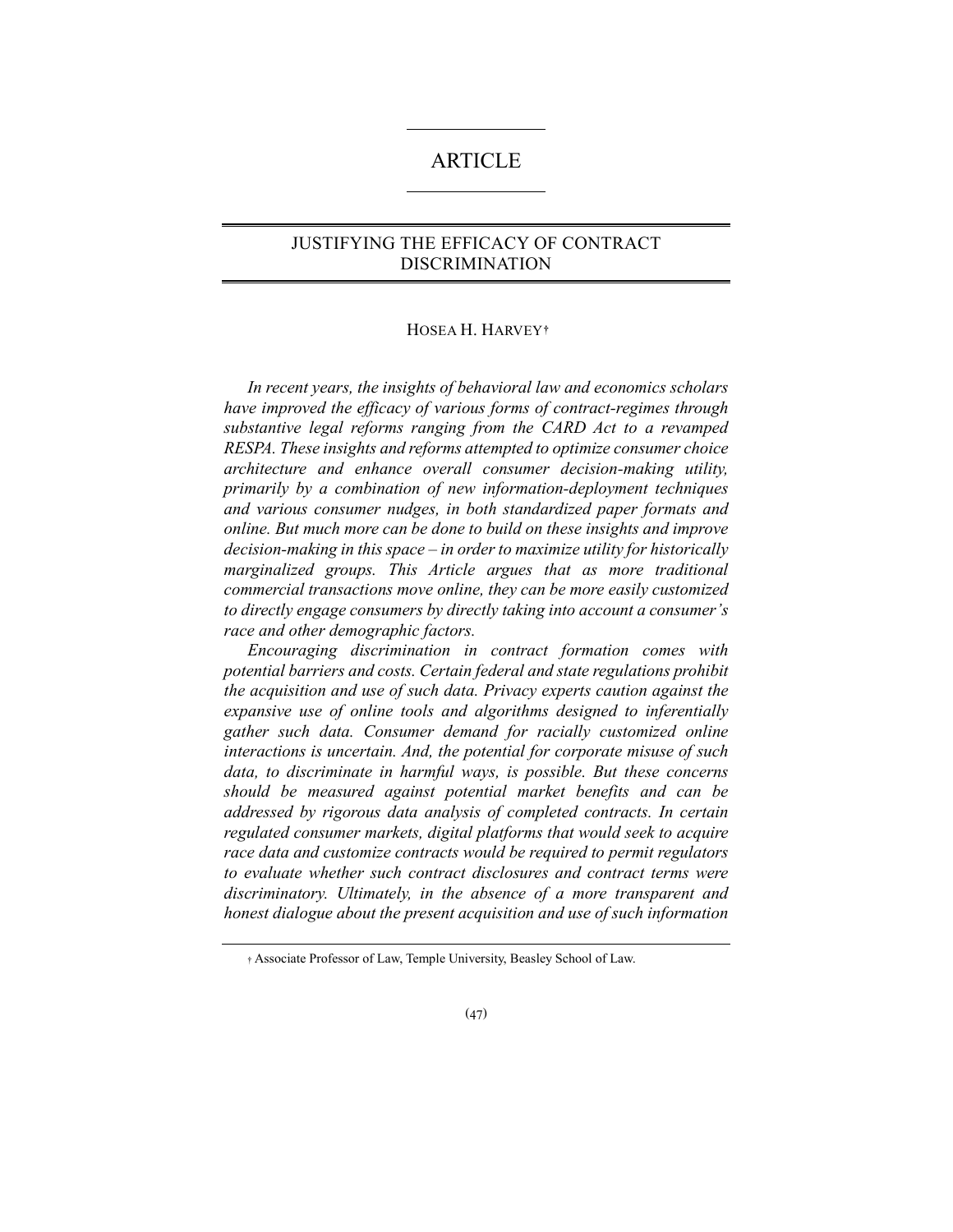ARTICLE

# JUSTIFYING THE EFFICACY OF CONTRACT DISCRIMINATION

HOSEA H. HARVEY†

*In recent years, the insights of behavioral law and economics scholars have improved the efficacy of various forms of contract-regimes through substantive legal reforms ranging from the CARD Act to a revamped RESPA. These insights and reforms attempted to optimize consumer choice architecture and enhance overall consumer decision-making utility, primarily by a combination of new information-deployment techniques and various consumer nudges, in both standardized paper formats and online. But much more can be done to build on these insights and improve decision-making in this space – in order to maximize utility for historically marginalized groups. This Article argues that as more traditional commercial transactions move online, they can be more easily customized to directly engage consumers by directly taking into account a consumer's race and other demographic factors.*

*Encouraging discrimination in contract formation comes with potential barriers and costs. Certain federal and state regulations prohibit the acquisition and use of such data. Privacy experts caution against the expansive use of online tools and algorithms designed to inferentially gather such data. Consumer demand for racially customized online interactions is uncertain. And, the potential for corporate misuse of such data, to discriminate in harmful ways, is possible. But these concerns should be measured against potential market benefits and can be addressed by rigorous data analysis of completed contracts. In certain regulated consumer markets, digital platforms that would seek to acquire race data and customize contracts would be required to permit regulators to evaluate whether such contract disclosures and contract terms were discriminatory. Ultimately, in the absence of a more transparent and honest dialogue about the present acquisition and use of such information*

† Associate Professor of Law, Temple University, Beasley School of Law.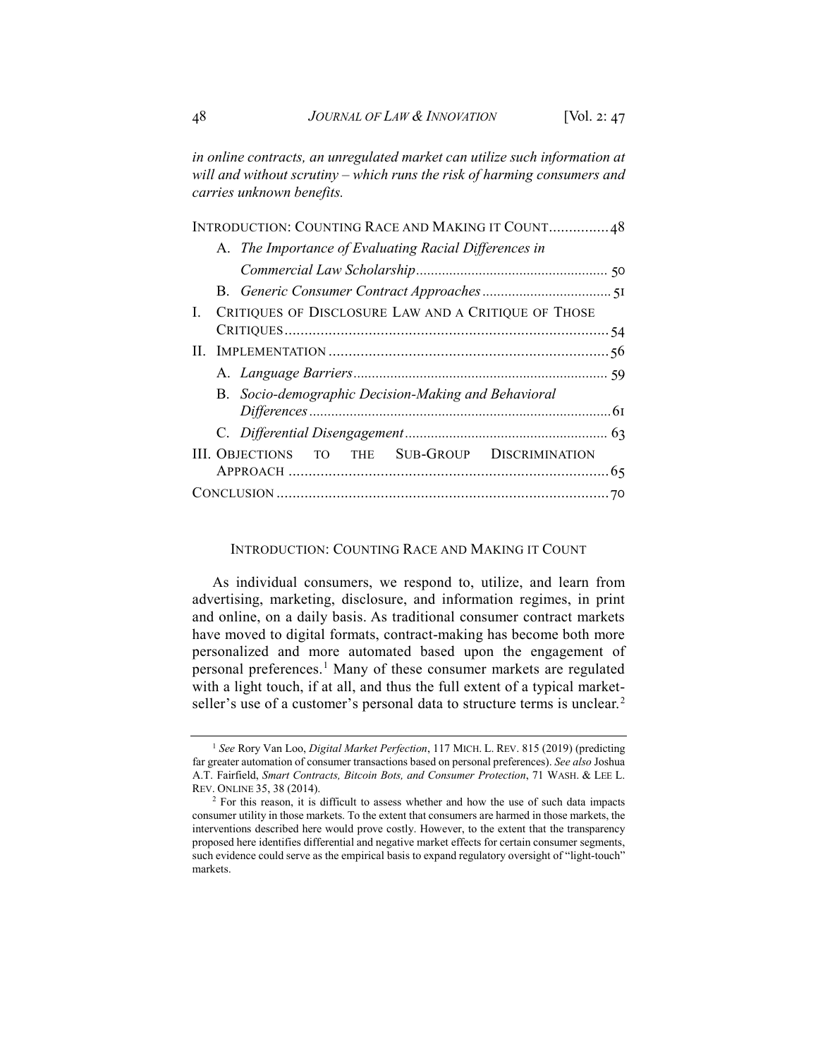*in online contracts, an unregulated market can utilize such information at will and without scrutiny – which runs the risk of harming consumers and carries unknown benefits.*

INTRODUCTION: COUNTING RACE AND MAKING IT COUNT ............... 48
- A. *The Importance of Evaluating Racial Differences in Commercial Law Scholarship* ............... 50
- B. *Generic Consumer Contract Approaches* ............... 51

I. CRITIQUES OF DISCLOSURE LAW AND A CRITIQUE OF THOSE CRITIQUES ............... 54

II. IMPLEMENTATION ............... 56
- A. *Language Barriers* ............... 59
- B. *Socio-demographic Decision-Making and Behavioral Differences* ............... 61
- C. *Differential Disengagement* ............... 63

III. OBJECTIONS TO THE SUB-GROUP DISCRIMINATION APPROACH ............... 65

CONCLUSION ............... 70

## INTRODUCTION: COUNTING RACE AND MAKING IT COUNT

As individual consumers, we respond to, utilize, and learn from advertising, marketing, disclosure, and information regimes, in print and online, on a daily basis. As traditional consumer contract markets have moved to digital formats, contract-making has become both more personalized and more automated based upon the engagement of personal preferences.[1] Many of these consumer markets are regulated with a light touch, if at all, and thus the full extent of a typical market-seller's use of a customer's personal data to structure terms is unclear.[2]

---

[1] *See* Rory Van Loo, *Digital Market Perfection*, 117 MICH. L. REV. 815 (2019) (predicting far greater automation of consumer transactions based on personal preferences). *See also* Joshua A.T. Fairfield, *Smart Contracts, Bitcoin Bots, and Consumer Protection*, 71 WASH. & LEE L. REV. ONLINE 35, 38 (2014).

[2] For this reason, it is difficult to assess whether and how the use of such data impacts consumer utility in those markets. To the extent that consumers are harmed in those markets, the interventions described here would prove costly. However, to the extent that the transparency proposed here identifies differential and negative market effects for certain consumer segments, such evidence could serve as the empirical basis to expand regulatory oversight of "light-touch" markets.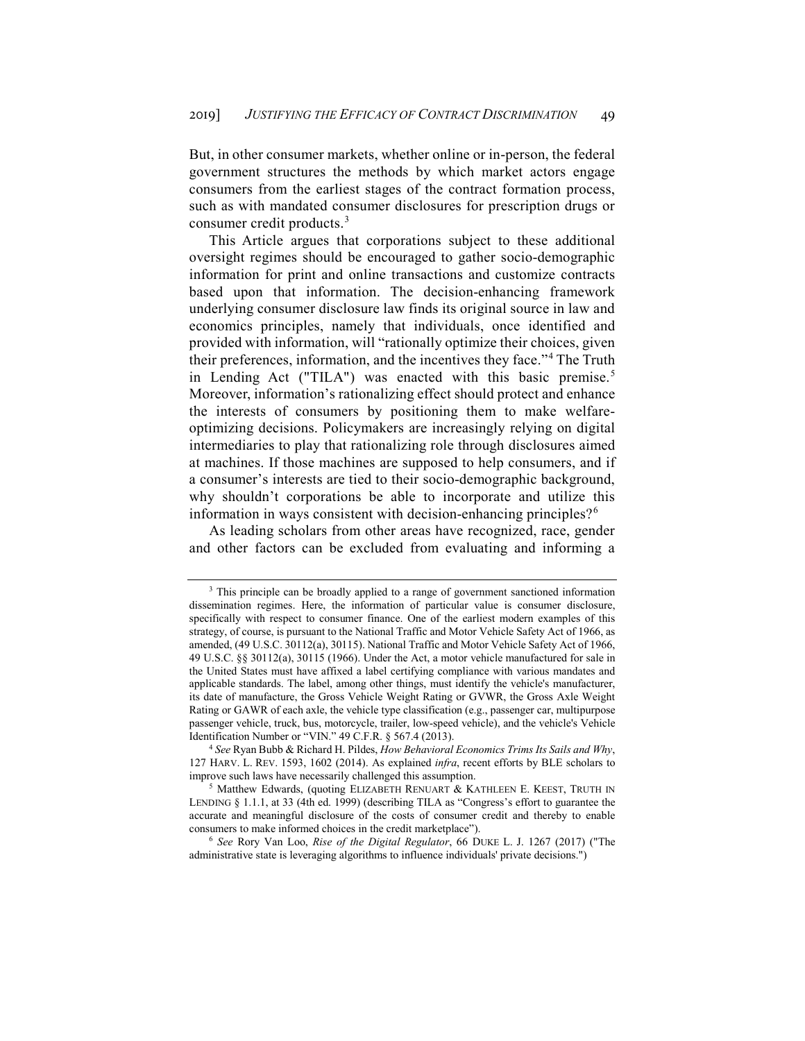But, in other consumer markets, whether online or in-person, the federal government structures the methods by which market actors engage consumers from the earliest stages of the contract formation process, such as with mandated consumer disclosures for prescription drugs or consumer credit products.[3]

This Article argues that corporations subject to these additional oversight regimes should be encouraged to gather socio-demographic information for print and online transactions and customize contracts based upon that information. The decision-enhancing framework underlying consumer disclosure law finds its original source in law and economics principles, namely that individuals, once identified and provided with information, will "rationally optimize their choices, given their preferences, information, and the incentives they face."[4] The Truth in Lending Act ("TILA") was enacted with this basic premise.[5] Moreover, information's rationalizing effect should protect and enhance the interests of consumers by positioning them to make welfare-optimizing decisions. Policymakers are increasingly relying on digital intermediaries to play that rationalizing role through disclosures aimed at machines. If those machines are supposed to help consumers, and if a consumer's interests are tied to their socio-demographic background, why shouldn't corporations be able to incorporate and utilize this information in ways consistent with decision-enhancing principles?[6]

As leading scholars from other areas have recognized, race, gender and other factors can be excluded from evaluating and informing a

---

[3] This principle can be broadly applied to a range of government sanctioned information dissemination regimes. Here, the information of particular value is consumer disclosure, specifically with respect to consumer finance. One of the earliest modern examples of this strategy, of course, is pursuant to the National Traffic and Motor Vehicle Safety Act of 1966, as amended, (49 U.S.C. 30112(a), 30115). National Traffic and Motor Vehicle Safety Act of 1966, 49 U.S.C. §§ 30112(a), 30115 (1966). Under the Act, a motor vehicle manufactured for sale in the United States must have affixed a label certifying compliance with various mandates and applicable standards. The label, among other things, must identify the vehicle's manufacturer, its date of manufacture, the Gross Vehicle Weight Rating or GVWR, the Gross Axle Weight Rating or GAWR of each axle, the vehicle type classification (e.g., passenger car, multipurpose passenger vehicle, truck, bus, motorcycle, trailer, low-speed vehicle), and the vehicle's Vehicle Identification Number or "VIN." 49 C.F.R. § 567.4 (2013).

[4] *See* Ryan Bubb & Richard H. Pildes, *How Behavioral Economics Trims Its Sails and Why*, 127 HARV. L. REV. 1593, 1602 (2014). As explained *infra*, recent efforts by BLE scholars to improve such laws have necessarily challenged this assumption.

[5] Matthew Edwards, (quoting ELIZABETH RENUART & KATHLEEN E. KEEST, TRUTH IN LENDING § 1.1.1, at 33 (4th ed. 1999) (describing TILA as "Congress's effort to guarantee the accurate and meaningful disclosure of the costs of consumer credit and thereby to enable consumers to make informed choices in the credit marketplace").

[6] *See* Rory Van Loo, *Rise of the Digital Regulator*, 66 DUKE L. J. 1267 (2017) ("The administrative state is leveraging algorithms to influence individuals' private decisions.")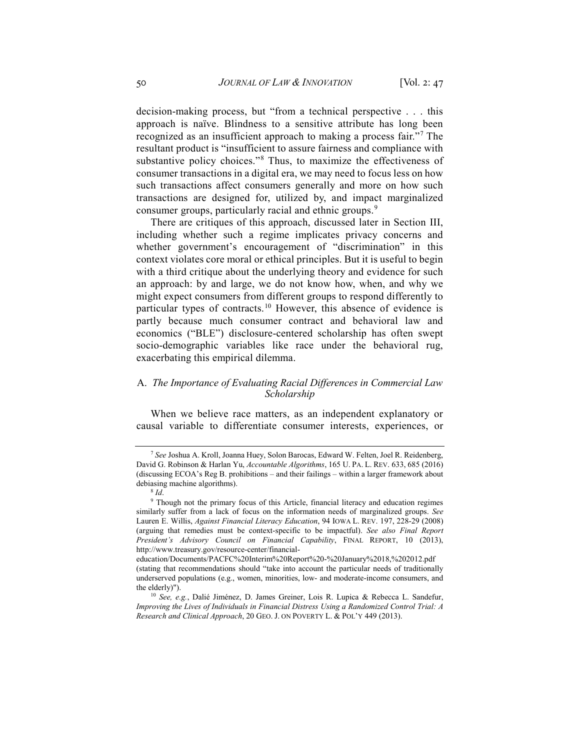decision-making process, but "from a technical perspective . . . this approach is naïve. Blindness to a sensitive attribute has long been recognized as an insufficient approach to making a process fair."[7] The resultant product is "insufficient to assure fairness and compliance with substantive policy choices."[8] Thus, to maximize the effectiveness of consumer transactions in a digital era, we may need to focus less on how such transactions affect consumers generally and more on how such transactions are designed for, utilized by, and impact marginalized consumer groups, particularly racial and ethnic groups.[9]

There are critiques of this approach, discussed later in Section III, including whether such a regime implicates privacy concerns and whether government's encouragement of "discrimination" in this context violates core moral or ethical principles. But it is useful to begin with a third critique about the underlying theory and evidence for such an approach: by and large, we do not know how, when, and why we might expect consumers from different groups to respond differently to particular types of contracts.[10] However, this absence of evidence is partly because much consumer contract and behavioral law and economics ("BLE") disclosure-centered scholarship has often swept socio-demographic variables like race under the behavioral rug, exacerbating this empirical dilemma.

### A. *The Importance of Evaluating Racial Differences in Commercial Law Scholarship*

When we believe race matters, as an independent explanatory or causal variable to differentiate consumer interests, experiences, or

---

[7] *See* Joshua A. Kroll, Joanna Huey, Solon Barocas, Edward W. Felten, Joel R. Reidenberg, David G. Robinson & Harlan Yu, *Accountable Algorithms*, 165 U. PA. L. REV. 633, 685 (2016) (discussing ECOA's Reg B. prohibitions – and their failings – within a larger framework about debiasing machine algorithms).

[8] *Id*.

[9] Though not the primary focus of this Article, financial literacy and education regimes similarly suffer from a lack of focus on the information needs of marginalized groups. *See* Lauren E. Willis, *Against Financial Literacy Education*, 94 IOWA L. REV. 197, 228-29 (2008) (arguing that remedies must be context-specific to be impactful). *See also Final Report President's Advisory Council on Financial Capability*, FINAL REPORT, 10 (2013), http://www.treasury.gov/resource-center/financial-education/Documents/PACFC%20Interim%20Report%20-%20January%2018,%202012.pdf (stating that recommendations should "take into account the particular needs of traditionally underserved populations (e.g., women, minorities, low- and moderate-income consumers, and the elderly)").

[10] *See, e.g.*, Dalié Jiménez, D. James Greiner, Lois R. Lupica & Rebecca L. Sandefur, *Improving the Lives of Individuals in Financial Distress Using a Randomized Control Trial: A Research and Clinical Approach*, 20 GEO. J. ON POVERTY L. & POL'Y 449 (2013).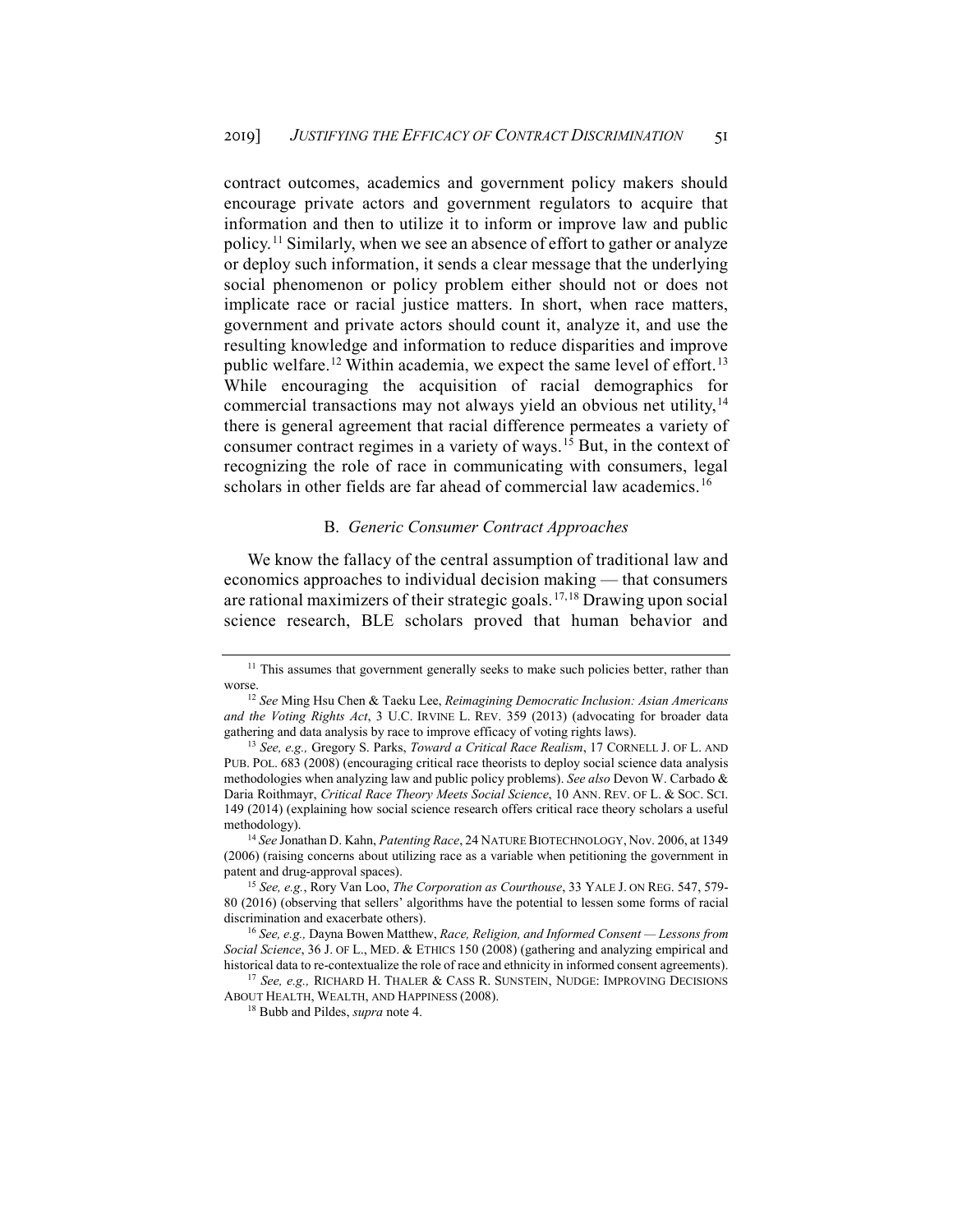contract outcomes, academics and government policy makers should encourage private actors and government regulators to acquire that information and then to utilize it to inform or improve law and public policy.[11] Similarly, when we see an absence of effort to gather or analyze or deploy such information, it sends a clear message that the underlying social phenomenon or policy problem either should not or does not implicate race or racial justice matters. In short, when race matters, government and private actors should count it, analyze it, and use the resulting knowledge and information to reduce disparities and improve public welfare.[12] Within academia, we expect the same level of effort.[13] While encouraging the acquisition of racial demographics for commercial transactions may not always yield an obvious net utility,[14] there is general agreement that racial difference permeates a variety of consumer contract regimes in a variety of ways.[15] But, in the context of recognizing the role of race in communicating with consumers, legal scholars in other fields are far ahead of commercial law academics.[16]

### B. *Generic Consumer Contract Approaches*

We know the fallacy of the central assumption of traditional law and economics approaches to individual decision making — that consumers are rational maximizers of their strategic goals.[17,18] Drawing upon social science research, BLE scholars proved that human behavior and

---

[11] This assumes that government generally seeks to make such policies better, rather than worse.

[12] *See* Ming Hsu Chen & Taeku Lee, *Reimagining Democratic Inclusion: Asian Americans and the Voting Rights Act*, 3 U.C. IRVINE L. REV. 359 (2013) (advocating for broader data gathering and data analysis by race to improve efficacy of voting rights laws).

[13] *See, e.g.,* Gregory S. Parks, *Toward a Critical Race Realism*, 17 CORNELL J. OF L. AND PUB. POL. 683 (2008) (encouraging critical race theorists to deploy social science data analysis methodologies when analyzing law and public policy problems). *See also* Devon W. Carbado & Daria Roithmayr, *Critical Race Theory Meets Social Science*, 10 ANN. REV. OF L. & SOC. SCI. 149 (2014) (explaining how social science research offers critical race theory scholars a useful methodology).

[14] *See* Jonathan D. Kahn, *Patenting Race*, 24 NATURE BIOTECHNOLOGY, Nov. 2006, at 1349 (2006) (raising concerns about utilizing race as a variable when petitioning the government in patent and drug-approval spaces).

[15] *See, e.g.*, Rory Van Loo, *The Corporation as Courthouse*, 33 YALE J. ON REG. 547, 579-80 (2016) (observing that sellers' algorithms have the potential to lessen some forms of racial discrimination and exacerbate others).

[16] *See, e.g.,* Dayna Bowen Matthew, *Race, Religion, and Informed Consent — Lessons from Social Science*, 36 J. OF L., MED. & ETHICS 150 (2008) (gathering and analyzing empirical and historical data to re-contextualize the role of race and ethnicity in informed consent agreements).

[17] *See, e.g.,* RICHARD H. THALER & CASS R. SUNSTEIN, NUDGE: IMPROVING DECISIONS ABOUT HEALTH, WEALTH, AND HAPPINESS (2008).

[18] Bubb and Pildes, *supra* note 4.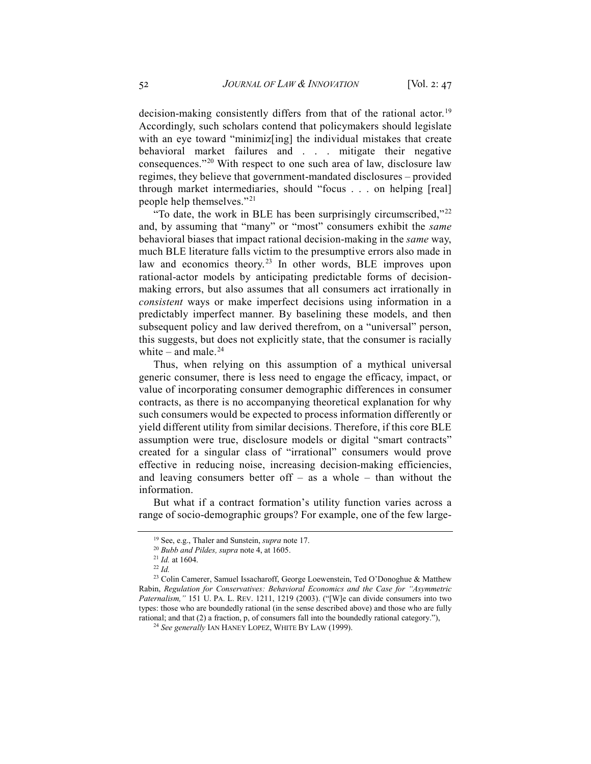decision-making consistently differs from that of the rational actor.[19] Accordingly, such scholars contend that policymakers should legislate with an eye toward "minimiz[ing] the individual mistakes that create behavioral market failures and . . . mitigate their negative consequences."[20] With respect to one such area of law, disclosure law regimes, they believe that government-mandated disclosures – provided through market intermediaries, should "focus . . . on helping [real] people help themselves."[21]

"To date, the work in BLE has been surprisingly circumscribed,"[22] and, by assuming that "many" or "most" consumers exhibit the *same* behavioral biases that impact rational decision-making in the *same* way, much BLE literature falls victim to the presumptive errors also made in law and economics theory.[23] In other words, BLE improves upon rational-actor models by anticipating predictable forms of decision-making errors, but also assumes that all consumers act irrationally in *consistent* ways or make imperfect decisions using information in a predictably imperfect manner. By baselining these models, and then subsequent policy and law derived therefrom, on a "universal" person, this suggests, but does not explicitly state, that the consumer is racially white – and male.[24]

Thus, when relying on this assumption of a mythical universal generic consumer, there is less need to engage the efficacy, impact, or value of incorporating consumer demographic differences in consumer contracts, as there is no accompanying theoretical explanation for why such consumers would be expected to process information differently or yield different utility from similar decisions. Therefore, if this core BLE assumption were true, disclosure models or digital "smart contracts" created for a singular class of "irrational" consumers would prove effective in reducing noise, increasing decision-making efficiencies, and leaving consumers better off – as a whole – than without the information.

But what if a contract formation's utility function varies across a range of socio-demographic groups? For example, one of the few large-

---

[19] See, e.g., Thaler and Sunstein, *supra* note 17.

[20] *Bubb and Pildes, supra* note 4, at 1605.

[21] *Id.* at 1604.

[22] *Id.*

[23] Colin Camerer, Samuel Issacharoff, George Loewenstein, Ted O'Donoghue & Matthew Rabin, *Regulation for Conservatives: Behavioral Economics and the Case for "Asymmetric Paternalism,"* 151 U. PA. L. REV. 1211, 1219 (2003). ("[W]e can divide consumers into two types: those who are boundedly rational (in the sense described above) and those who are fully rational; and that (2) a fraction, p, of consumers fall into the boundedly rational category."),

[24] *See generally* IAN HANEY LOPEZ, WHITE BY LAW (1999).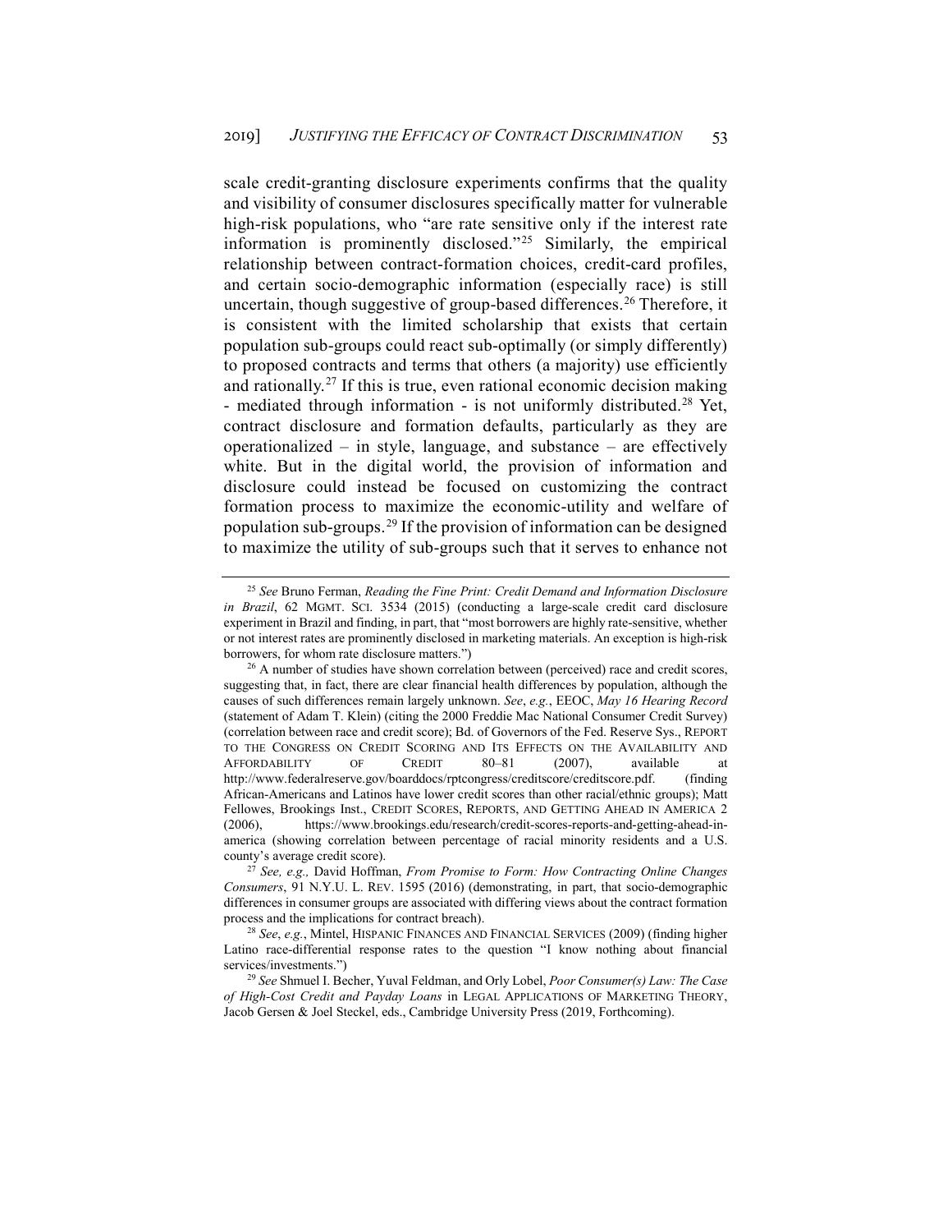scale credit-granting disclosure experiments confirms that the quality and visibility of consumer disclosures specifically matter for vulnerable high-risk populations, who "are rate sensitive only if the interest rate information is prominently disclosed."[25] Similarly, the empirical relationship between contract-formation choices, credit-card profiles, and certain socio-demographic information (especially race) is still uncertain, though suggestive of group-based differences.[26] Therefore, it is consistent with the limited scholarship that exists that certain population sub-groups could react sub-optimally (or simply differently) to proposed contracts and terms that others (a majority) use efficiently and rationally.[27] If this is true, even rational economic decision making - mediated through information - is not uniformly distributed.[28] Yet, contract disclosure and formation defaults, particularly as they are operationalized – in style, language, and substance – are effectively white. But in the digital world, the provision of information and disclosure could instead be focused on customizing the contract formation process to maximize the economic-utility and welfare of population sub-groups.[29] If the provision of information can be designed to maximize the utility of sub-groups such that it serves to enhance not

---

[25] *See* Bruno Ferman, *Reading the Fine Print: Credit Demand and Information Disclosure in Brazil*, 62 MGMT. SCI. 3534 (2015) (conducting a large-scale credit card disclosure experiment in Brazil and finding, in part, that "most borrowers are highly rate-sensitive, whether or not interest rates are prominently disclosed in marketing materials. An exception is high-risk borrowers, for whom rate disclosure matters.")

[26] A number of studies have shown correlation between (perceived) race and credit scores, suggesting that, in fact, there are clear financial health differences by population, although the causes of such differences remain largely unknown. *See*, *e.g.*, EEOC, *May 16 Hearing Record* (statement of Adam T. Klein) (citing the 2000 Freddie Mac National Consumer Credit Survey) (correlation between race and credit score); Bd. of Governors of the Fed. Reserve Sys., REPORT TO THE CONGRESS ON CREDIT SCORING AND ITS EFFECTS ON THE AVAILABILITY AND AFFORDABILITY OF CREDIT 80–81 (2007), available at http://www.federalreserve.gov/boarddocs/rptcongress/creditscore/creditscore.pdf. (finding African-Americans and Latinos have lower credit scores than other racial/ethnic groups); Matt Fellowes, Brookings Inst., CREDIT SCORES, REPORTS, AND GETTING AHEAD IN AMERICA 2 (2006), https://www.brookings.edu/research/credit-scores-reports-and-getting-ahead-in-america (showing correlation between percentage of racial minority residents and a U.S. county's average credit score).

[27] *See, e.g.,* David Hoffman, *From Promise to Form: How Contracting Online Changes Consumers*, 91 N.Y.U. L. REV. 1595 (2016) (demonstrating, in part, that socio-demographic differences in consumer groups are associated with differing views about the contract formation process and the implications for contract breach).

[28] *See*, *e.g.*, Mintel, HISPANIC FINANCES AND FINANCIAL SERVICES (2009) (finding higher Latino race-differential response rates to the question "I know nothing about financial services/investments.")

[29] *See* Shmuel I. Becher, Yuval Feldman, and Orly Lobel, *Poor Consumer(s) Law: The Case of High-Cost Credit and Payday Loans* in LEGAL APPLICATIONS OF MARKETING THEORY, Jacob Gersen & Joel Steckel, eds., Cambridge University Press (2019, Forthcoming).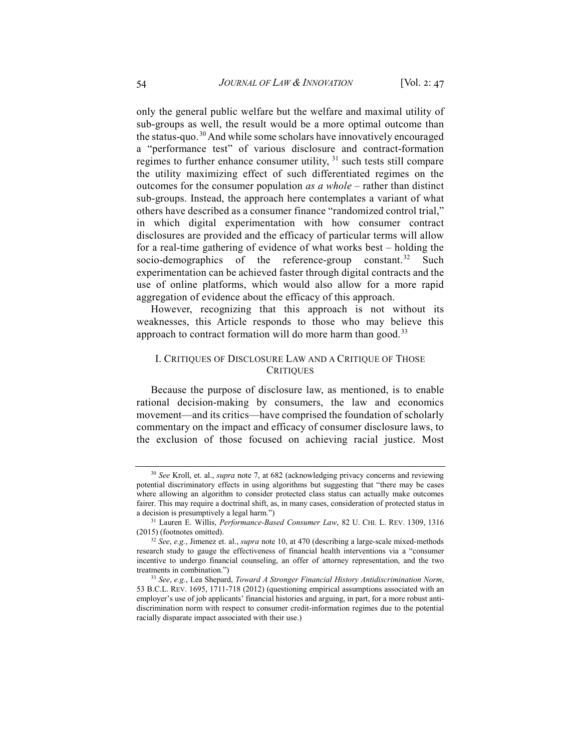only the general public welfare but the welfare and maximal utility of sub-groups as well, the result would be a more optimal outcome than the status-quo.[30] And while some scholars have innovatively encouraged a "performance test" of various disclosure and contract-formation regimes to further enhance consumer utility,[31] such tests still compare the utility maximizing effect of such differentiated regimes on the outcomes for the consumer population *as a whole* – rather than distinct sub-groups. Instead, the approach here contemplates a variant of what others have described as a consumer finance "randomized control trial," in which digital experimentation with how consumer contract disclosures are provided and the efficacy of particular terms will allow for a real-time gathering of evidence of what works best – holding the socio-demographics of the reference-group constant.[32] Such experimentation can be achieved faster through digital contracts and the use of online platforms, which would also allow for a more rapid aggregation of evidence about the efficacy of this approach.

However, recognizing that this approach is not without its weaknesses, this Article responds to those who may believe this approach to contract formation will do more harm than good.[33]

## I. CRITIQUES OF DISCLOSURE LAW AND A CRITIQUE OF THOSE CRITIQUES

Because the purpose of disclosure law, as mentioned, is to enable rational decision-making by consumers, the law and economics movement—and its critics—have comprised the foundation of scholarly commentary on the impact and efficacy of consumer disclosure laws, to the exclusion of those focused on achieving racial justice. Most

---

[30] *See* Kroll, et. al., *supra* note 7, at 682 (acknowledging privacy concerns and reviewing potential discriminatory effects in using algorithms but suggesting that "there may be cases where allowing an algorithm to consider protected class status can actually make outcomes fairer. This may require a doctrinal shift, as, in many cases, consideration of protected status in a decision is presumptively a legal harm.")

[31] Lauren E. Willis, *Performance-Based Consumer Law*, 82 U. CHI. L. REV. 1309, 1316 (2015) (footnotes omitted).

[32] *See*, *e.g.*, Jimenez et. al., *supra* note 10, at 470 (describing a large-scale mixed-methods research study to gauge the effectiveness of financial health interventions via a "consumer incentive to undergo financial counseling, an offer of attorney representation, and the two treatments in combination.")

[33] *See*, *e.g.*, Lea Shepard, *Toward A Stronger Financial History Antidiscrimination Norm*, 53 B.C.L. REV. 1695, 1711-718 (2012) (questioning empirical assumptions associated with an employer's use of job applicants' financial histories and arguing, in part, for a more robust anti-discrimination norm with respect to consumer credit-information regimes due to the potential racially disparate impact associated with their use.)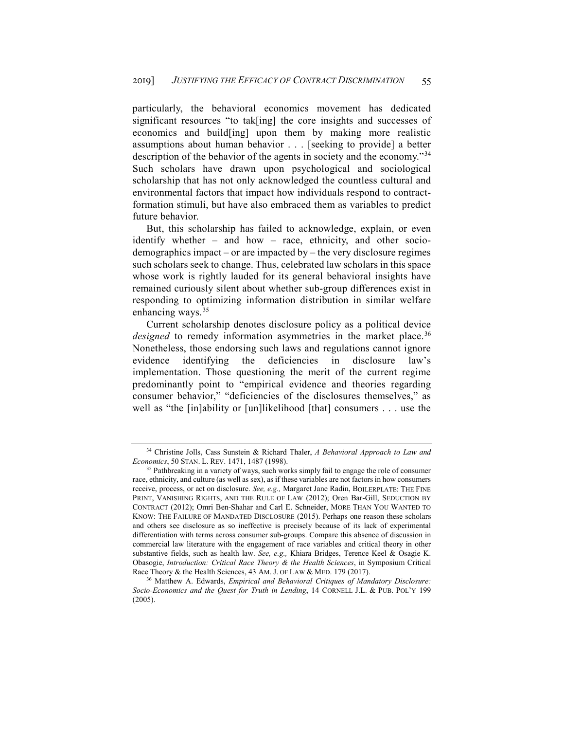particularly, the behavioral economics movement has dedicated significant resources "to tak[ing] the core insights and successes of economics and build[ing] upon them by making more realistic assumptions about human behavior . . . [seeking to provide] a better description of the behavior of the agents in society and the economy."[34] Such scholars have drawn upon psychological and sociological scholarship that has not only acknowledged the countless cultural and environmental factors that impact how individuals respond to contract-formation stimuli, but have also embraced them as variables to predict future behavior.

But, this scholarship has failed to acknowledge, explain, or even identify whether – and how – race, ethnicity, and other socio-demographics impact – or are impacted by – the very disclosure regimes such scholars seek to change. Thus, celebrated law scholars in this space whose work is rightly lauded for its general behavioral insights have remained curiously silent about whether sub-group differences exist in responding to optimizing information distribution in similar welfare enhancing ways.[35]

Current scholarship denotes disclosure policy as a political device *designed* to remedy information asymmetries in the market place.[36] Nonetheless, those endorsing such laws and regulations cannot ignore evidence identifying the deficiencies in disclosure law's implementation. Those questioning the merit of the current regime predominantly point to "empirical evidence and theories regarding consumer behavior," "deficiencies of the disclosures themselves," as well as "the [in]ability or [un]likelihood [that] consumers . . . use the

---

[34] Christine Jolls, Cass Sunstein & Richard Thaler, *A Behavioral Approach to Law and Economics*, 50 STAN. L. REV. 1471, 1487 (1998).

[35] Pathbreaking in a variety of ways, such works simply fail to engage the role of consumer race, ethnicity, and culture (as well as sex), as if these variables are not factors in how consumers receive, process, or act on disclosure. *See, e.g.,* Margaret Jane Radin, BOILERPLATE: THE FINE PRINT, VANISHING RIGHTS, AND THE RULE OF LAW (2012); Oren Bar-Gill, SEDUCTION BY CONTRACT (2012); Omri Ben-Shahar and Carl E. Schneider, MORE THAN YOU WANTED TO KNOW: THE FAILURE OF MANDATED DISCLOSURE (2015). Perhaps one reason these scholars and others see disclosure as so ineffective is precisely because of its lack of experimental differentiation with terms across consumer sub-groups. Compare this absence of discussion in commercial law literature with the engagement of race variables and critical theory in other substantive fields, such as health law. *See, e.g.,* Khiara Bridges, Terence Keel & Osagie K. Obasogie, *Introduction: Critical Race Theory & the Health Sciences*, in Symposium Critical Race Theory & the Health Sciences, 43 AM. J. OF LAW & MED. 179 (2017).

[36] Matthew A. Edwards, *Empirical and Behavioral Critiques of Mandatory Disclosure: Socio-Economics and the Quest for Truth in Lending*, 14 CORNELL J.L. & PUB. POL'Y 199 (2005).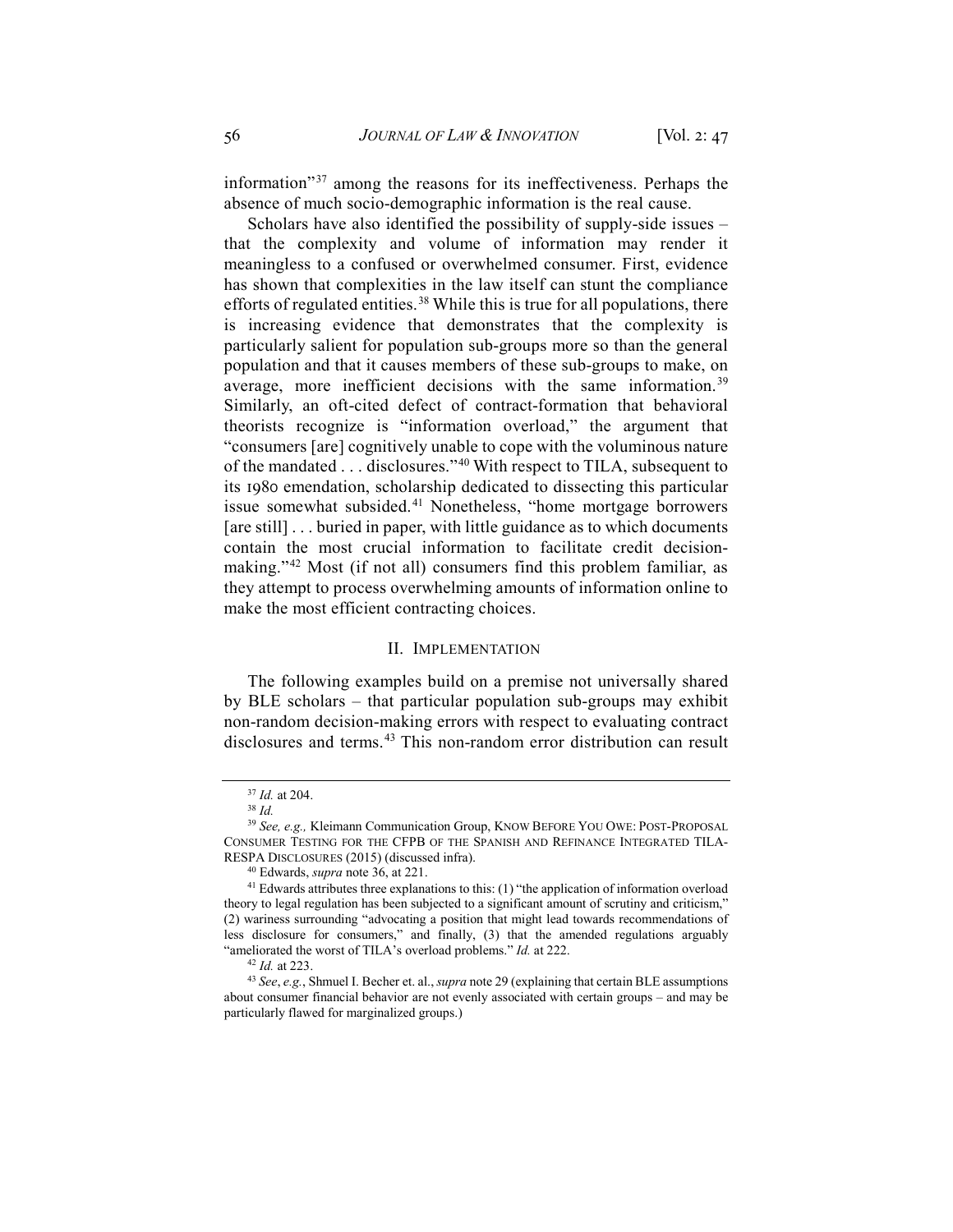information"[37] among the reasons for its ineffectiveness. Perhaps the absence of much socio-demographic information is the real cause.

Scholars have also identified the possibility of supply-side issues – that the complexity and volume of information may render it meaningless to a confused or overwhelmed consumer. First, evidence has shown that complexities in the law itself can stunt the compliance efforts of regulated entities.[38] While this is true for all populations, there is increasing evidence that demonstrates that the complexity is particularly salient for population sub-groups more so than the general population and that it causes members of these sub-groups to make, on average, more inefficient decisions with the same information.[39] Similarly, an oft-cited defect of contract-formation that behavioral theorists recognize is "information overload," the argument that "consumers [are] cognitively unable to cope with the voluminous nature of the mandated . . . disclosures."[40] With respect to TILA, subsequent to its 1980 emendation, scholarship dedicated to dissecting this particular issue somewhat subsided.[41] Nonetheless, "home mortgage borrowers [are still] . . . buried in paper, with little guidance as to which documents contain the most crucial information to facilitate credit decision-making."[42] Most (if not all) consumers find this problem familiar, as they attempt to process overwhelming amounts of information online to make the most efficient contracting choices.

## II. Implementation

The following examples build on a premise not universally shared by BLE scholars – that particular population sub-groups may exhibit non-random decision-making errors with respect to evaluating contract disclosures and terms.[43] This non-random error distribution can result

---

[37] *Id.* at 204.

[38] *Id.*

[39] *See, e.g.,* Kleimann Communication Group, Know Before You Owe: Post-Proposal Consumer Testing for the CFPB of the Spanish and Refinance Integrated TILA-RESPA Disclosures (2015) (discussed infra).

[40] Edwards, *supra* note 36, at 221.

[41] Edwards attributes three explanations to this: (1) "the application of information overload theory to legal regulation has been subjected to a significant amount of scrutiny and criticism," (2) wariness surrounding "advocating a position that might lead towards recommendations of less disclosure for consumers," and finally, (3) that the amended regulations arguably "ameliorated the worst of TILA's overload problems." *Id.* at 222.

[42] *Id.* at 223.

[43] *See*, *e.g.*, Shmuel I. Becher et. al., *supra* note 29 (explaining that certain BLE assumptions about consumer financial behavior are not evenly associated with certain groups – and may be particularly flawed for marginalized groups.)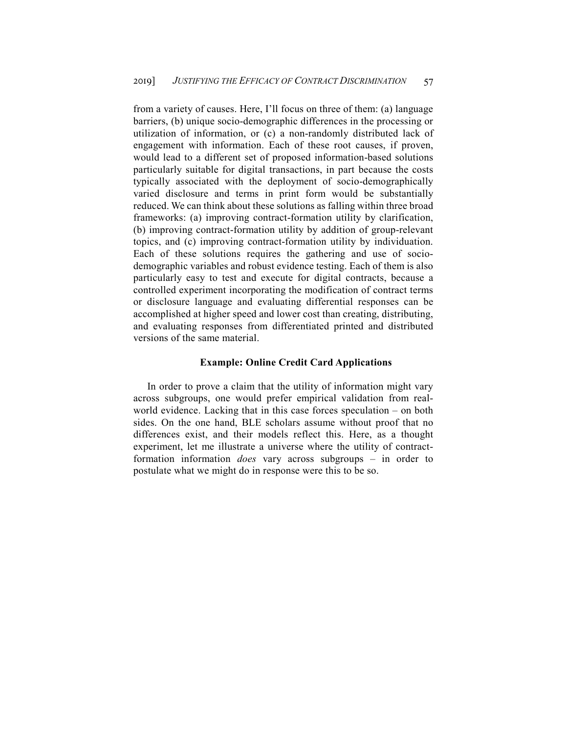from a variety of causes. Here, I'll focus on three of them: (a) language barriers, (b) unique socio-demographic differences in the processing or utilization of information, or (c) a non-randomly distributed lack of engagement with information. Each of these root causes, if proven, would lead to a different set of proposed information-based solutions particularly suitable for digital transactions, in part because the costs typically associated with the deployment of socio-demographically varied disclosure and terms in print form would be substantially reduced. We can think about these solutions as falling within three broad frameworks: (a) improving contract-formation utility by clarification, (b) improving contract-formation utility by addition of group-relevant topics, and (c) improving contract-formation utility by individuation. Each of these solutions requires the gathering and use of socio-demographic variables and robust evidence testing. Each of them is also particularly easy to test and execute for digital contracts, because a controlled experiment incorporating the modification of contract terms or disclosure language and evaluating differential responses can be accomplished at higher speed and lower cost than creating, distributing, and evaluating responses from differentiated printed and distributed versions of the same material.

### Example: Online Credit Card Applications

In order to prove a claim that the utility of information might vary across subgroups, one would prefer empirical validation from real-world evidence. Lacking that in this case forces speculation – on both sides. On the one hand, BLE scholars assume without proof that no differences exist, and their models reflect this. Here, as a thought experiment, let me illustrate a universe where the utility of contract-formation information *does* vary across subgroups – in order to postulate what we might do in response were this to be so.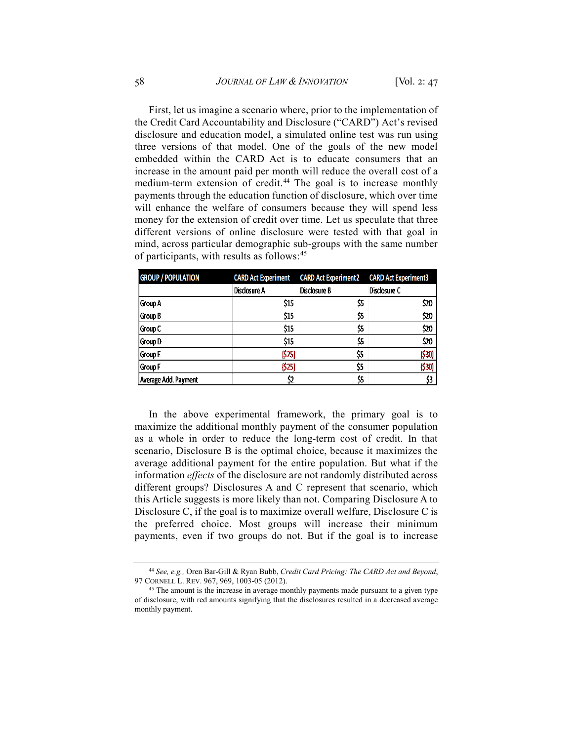First, let us imagine a scenario where, prior to the implementation of the Credit Card Accountability and Disclosure ("CARD") Act's revised disclosure and education model, a simulated online test was run using three versions of that model. One of the goals of the new model embedded within the CARD Act is to educate consumers that an increase in the amount paid per month will reduce the overall cost of a medium-term extension of credit.[44] The goal is to increase monthly payments through the education function of disclosure, which over time will enhance the welfare of consumers because they will spend less money for the extension of credit over time. Let us speculate that three different versions of online disclosure were tested with that goal in mind, across particular demographic sub-groups with the same number of participants, with results as follows:[45]

| GROUP / POPULATION | CARD Act Experiment | CARD Act Experiment2 | CARD Act Experiment3 |
|---|---|---|---|
| | Disclosure A | Disclosure B | Disclosure C |
| Group A | $15 | $5 | $20 |
| Group B | $15 | $5 | $20 |
| Group C | $15 | $5 | $20 |
| Group D | $15 | $5 | $20 |
| Group E | ($25) | $5 | ($30) |
| Group F | ($25) | $5 | ($30) |
| Average Add. Payment | $2 | $5 | $3 |

In the above experimental framework, the primary goal is to maximize the additional monthly payment of the consumer population as a whole in order to reduce the long-term cost of credit. In that scenario, Disclosure B is the optimal choice, because it maximizes the average additional payment for the entire population. But what if the information *effects* of the disclosure are not randomly distributed across different groups? Disclosures A and C represent that scenario, which this Article suggests is more likely than not. Comparing Disclosure A to Disclosure C, if the goal is to maximize overall welfare, Disclosure C is the preferred choice. Most groups will increase their minimum payments, even if two groups do not. But if the goal is to increase

[44] *See, e.g.,* Oren Bar-Gill & Ryan Bubb, *Credit Card Pricing: The CARD Act and Beyond*, 97 CORNELL L. REV. 967, 969, 1003-05 (2012).

[45] The amount is the increase in average monthly payments made pursuant to a given type of disclosure, with red amounts signifying that the disclosures resulted in a decreased average monthly payment.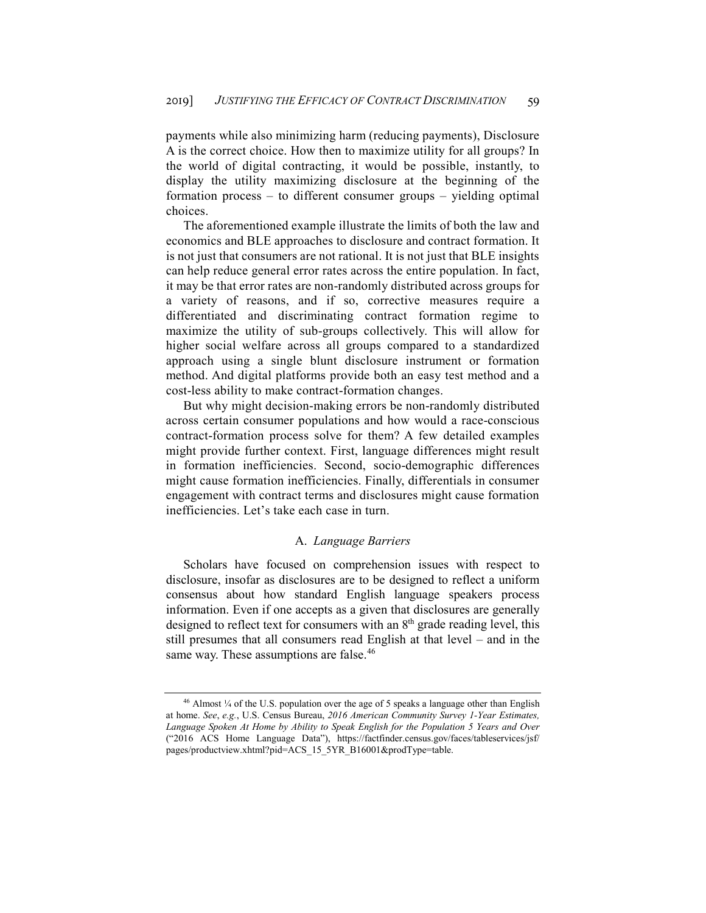payments while also minimizing harm (reducing payments), Disclosure A is the correct choice. How then to maximize utility for all groups? In the world of digital contracting, it would be possible, instantly, to display the utility maximizing disclosure at the beginning of the formation process – to different consumer groups – yielding optimal choices.

The aforementioned example illustrate the limits of both the law and economics and BLE approaches to disclosure and contract formation. It is not just that consumers are not rational. It is not just that BLE insights can help reduce general error rates across the entire population. In fact, it may be that error rates are non-randomly distributed across groups for a variety of reasons, and if so, corrective measures require a differentiated and discriminating contract formation regime to maximize the utility of sub-groups collectively. This will allow for higher social welfare across all groups compared to a standardized approach using a single blunt disclosure instrument or formation method. And digital platforms provide both an easy test method and a cost-less ability to make contract-formation changes.

But why might decision-making errors be non-randomly distributed across certain consumer populations and how would a race-conscious contract-formation process solve for them? A few detailed examples might provide further context. First, language differences might result in formation inefficiencies. Second, socio-demographic differences might cause formation inefficiencies. Finally, differentials in consumer engagement with contract terms and disclosures might cause formation inefficiencies. Let's take each case in turn.

### A. *Language Barriers*

Scholars have focused on comprehension issues with respect to disclosure, insofar as disclosures are to be designed to reflect a uniform consensus about how standard English language speakers process information. Even if one accepts as a given that disclosures are generally designed to reflect text for consumers with an 8th grade reading level, this still presumes that all consumers read English at that level – and in the same way. These assumptions are false.[46]

---

[46] Almost ¼ of the U.S. population over the age of 5 speaks a language other than English at home. *See*, *e.g.*, U.S. Census Bureau, *2016 American Community Survey 1-Year Estimates, Language Spoken At Home by Ability to Speak English for the Population 5 Years and Over* ("2016 ACS Home Language Data"), https://factfinder.census.gov/faces/tableservices/jsf/pages/productview.xhtml?pid=ACS_15_5YR_B16001&prodType=table.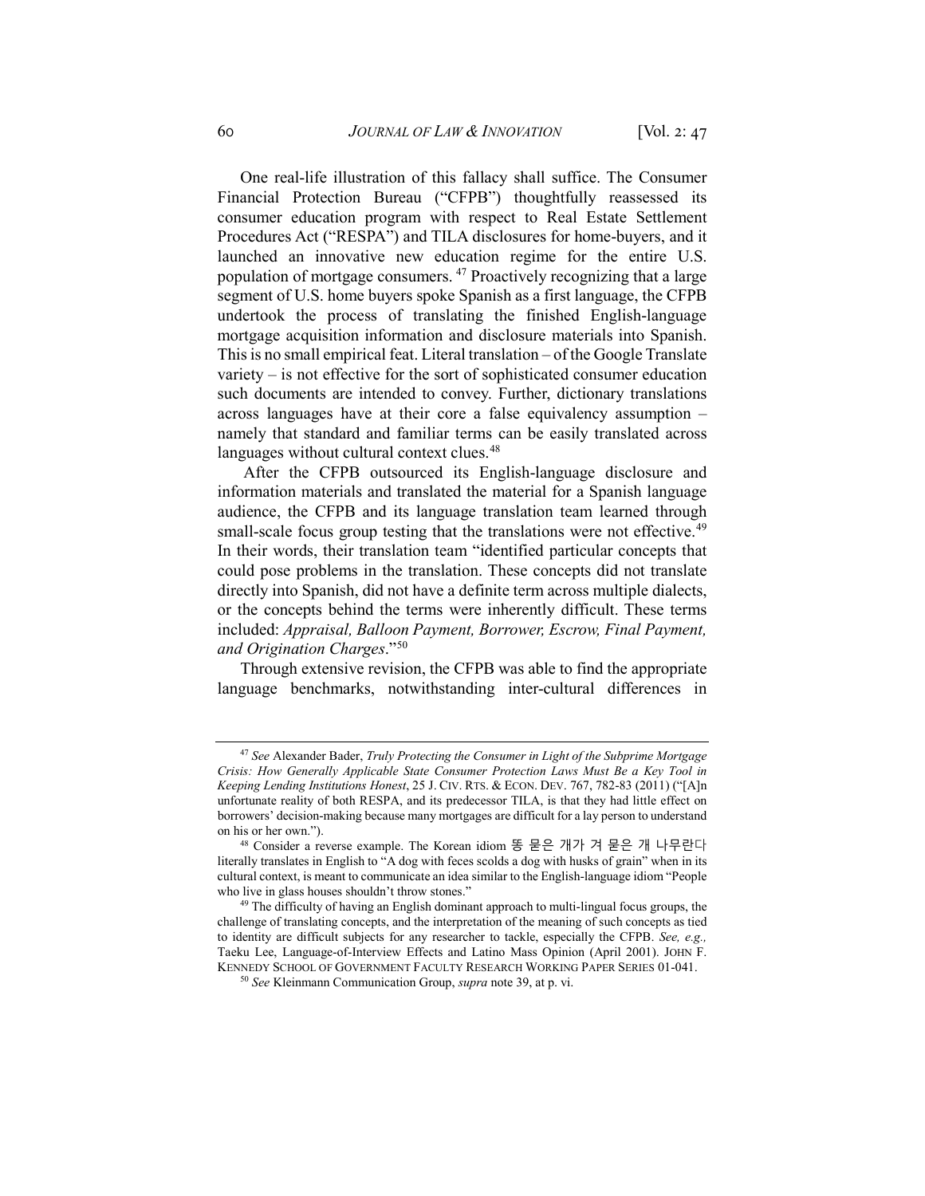One real-life illustration of this fallacy shall suffice. The Consumer Financial Protection Bureau ("CFPB") thoughtfully reassessed its consumer education program with respect to Real Estate Settlement Procedures Act ("RESPA") and TILA disclosures for home-buyers, and it launched an innovative new education regime for the entire U.S. population of mortgage consumers.[47] Proactively recognizing that a large segment of U.S. home buyers spoke Spanish as a first language, the CFPB undertook the process of translating the finished English-language mortgage acquisition information and disclosure materials into Spanish. This is no small empirical feat. Literal translation – of the Google Translate variety – is not effective for the sort of sophisticated consumer education such documents are intended to convey. Further, dictionary translations across languages have at their core a false equivalency assumption – namely that standard and familiar terms can be easily translated across languages without cultural context clues.[48]

After the CFPB outsourced its English-language disclosure and information materials and translated the material for a Spanish language audience, the CFPB and its language translation team learned through small-scale focus group testing that the translations were not effective.[49] In their words, their translation team "identified particular concepts that could pose problems in the translation. These concepts did not translate directly into Spanish, did not have a definite term across multiple dialects, or the concepts behind the terms were inherently difficult. These terms included: *Appraisal, Balloon Payment, Borrower, Escrow, Final Payment, and Origination Charges*."[50]

Through extensive revision, the CFPB was able to find the appropriate language benchmarks, notwithstanding inter-cultural differences in

---

[47] *See* Alexander Bader, *Truly Protecting the Consumer in Light of the Subprime Mortgage Crisis: How Generally Applicable State Consumer Protection Laws Must Be a Key Tool in Keeping Lending Institutions Honest*, 25 J. CIV. RTS. & ECON. DEV. 767, 782-83 (2011) ("[A]n unfortunate reality of both RESPA, and its predecessor TILA, is that they had little effect on borrowers' decision-making because many mortgages are difficult for a lay person to understand on his or her own.").

[48] Consider a reverse example. The Korean idiom 똥 묻은 개가 겨 묻은 개 나무란다 literally translates in English to "A dog with feces scolds a dog with husks of grain" when in its cultural context, is meant to communicate an idea similar to the English-language idiom "People who live in glass houses shouldn't throw stones."

[49] The difficulty of having an English dominant approach to multi-lingual focus groups, the challenge of translating concepts, and the interpretation of the meaning of such concepts as tied to identity are difficult subjects for any researcher to tackle, especially the CFPB. *See, e.g.,* Taeku Lee, Language-of-Interview Effects and Latino Mass Opinion (April 2001). JOHN F. KENNEDY SCHOOL OF GOVERNMENT FACULTY RESEARCH WORKING PAPER SERIES 01-041.

[50] *See* Kleinmann Communication Group, *supra* note 39, at p. vi.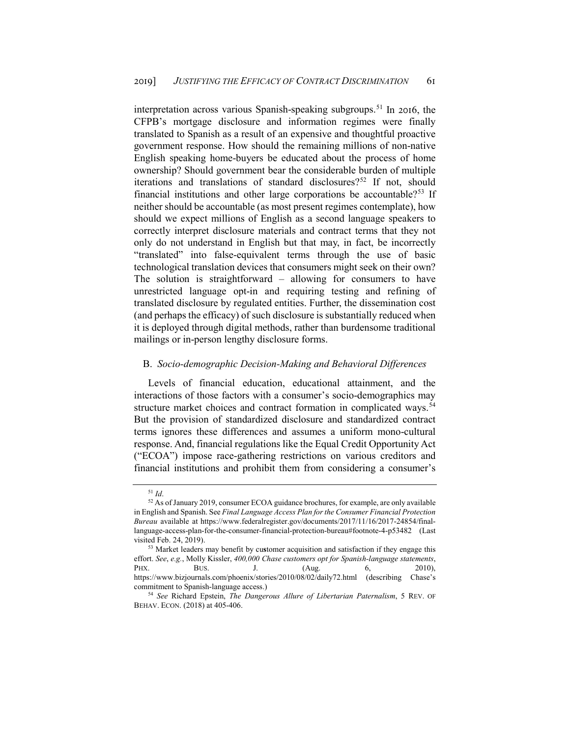interpretation across various Spanish-speaking subgroups.[51] In 2016, the CFPB's mortgage disclosure and information regimes were finally translated to Spanish as a result of an expensive and thoughtful proactive government response. How should the remaining millions of non-native English speaking home-buyers be educated about the process of home ownership? Should government bear the considerable burden of multiple iterations and translations of standard disclosures?[52] If not, should financial institutions and other large corporations be accountable?[53] If neither should be accountable (as most present regimes contemplate), how should we expect millions of English as a second language speakers to correctly interpret disclosure materials and contract terms that they not only do not understand in English but that may, in fact, be incorrectly "translated" into false-equivalent terms through the use of basic technological translation devices that consumers might seek on their own? The solution is straightforward – allowing for consumers to have unrestricted language opt-in and requiring testing and refining of translated disclosure by regulated entities. Further, the dissemination cost (and perhaps the efficacy) of such disclosure is substantially reduced when it is deployed through digital methods, rather than burdensome traditional mailings or in-person lengthy disclosure forms.

## B. *Socio-demographic Decision-Making and Behavioral Differences*

Levels of financial education, educational attainment, and the interactions of those factors with a consumer's socio-demographics may structure market choices and contract formation in complicated ways.[54] But the provision of standardized disclosure and standardized contract terms ignores these differences and assumes a uniform mono-cultural response. And, financial regulations like the Equal Credit Opportunity Act ("ECOA") impose race-gathering restrictions on various creditors and financial institutions and prohibit them from considering a consumer's

---

[51] *Id*.

[52] As of January 2019, consumer ECOA guidance brochures, for example, are only available in English and Spanish. See *Final Language Access Plan for the Consumer Financial Protection Bureau* available at https://www.federalregister.gov/documents/2017/11/16/2017-24854/final-language-access-plan-for-the-consumer-financial-protection-bureau#footnote-4-p53482 (Last visited Feb. 24, 2019).

[53] Market leaders may benefit by customer acquisition and satisfaction if they engage this effort. *See*, *e.g.*, Molly Kissler, *400,000 Chase customers opt for Spanish-language statements*, PHX. BUS. J. (Aug. 6, 2010), https://www.bizjournals.com/phoenix/stories/2010/08/02/daily72.html (describing Chase's commitment to Spanish-language access.)

[54] *See* Richard Epstein, *The Dangerous Allure of Libertarian Paternalism*, 5 REV. OF BEHAV. ECON. (2018) at 405-406.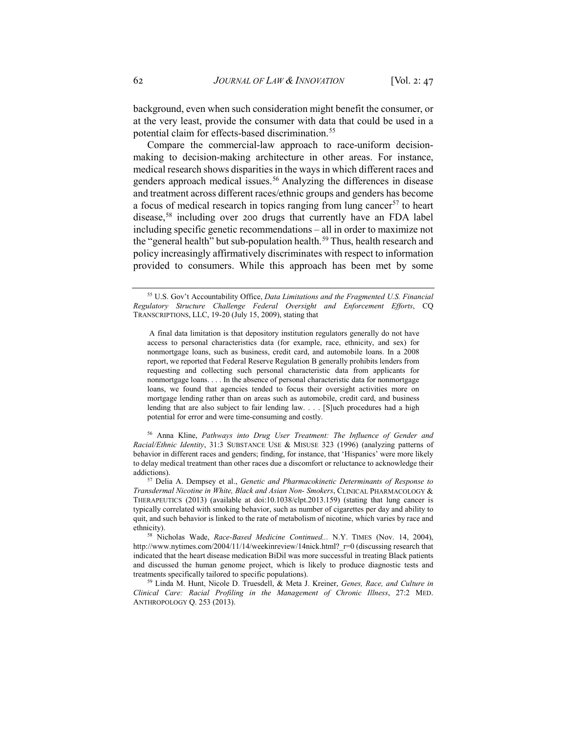background, even when such consideration might benefit the consumer, or at the very least, provide the consumer with data that could be used in a potential claim for effects-based discrimination.[55]

Compare the commercial-law approach to race-uniform decision-making to decision-making architecture in other areas. For instance, medical research shows disparities in the ways in which different races and genders approach medical issues.[56] Analyzing the differences in disease and treatment across different races/ethnic groups and genders has become a focus of medical research in topics ranging from lung cancer[57] to heart disease,[58] including over 200 drugs that currently have an FDA label including specific genetic recommendations – all in order to maximize not the "general health" but sub-population health.[59] Thus, health research and policy increasingly affirmatively discriminates with respect to information provided to consumers. While this approach has been met by some

---

[55] U.S. Gov't Accountability Office, *Data Limitations and the Fragmented U.S. Financial Regulatory Structure Challenge Federal Oversight and Enforcement Efforts*, CQ TRANSCRIPTIONS, LLC, 19-20 (July 15, 2009), stating that

> A final data limitation is that depository institution regulators generally do not have access to personal characteristics data (for example, race, ethnicity, and sex) for nonmortgage loans, such as business, credit card, and automobile loans. In a 2008 report, we reported that Federal Reserve Regulation B generally prohibits lenders from requesting and collecting such personal characteristic data from applicants for nonmortgage loans. . . . In the absence of personal characteristic data for nonmortgage loans, we found that agencies tended to focus their oversight activities more on mortgage lending rather than on areas such as automobile, credit card, and business lending that are also subject to fair lending law. . . . [S]uch procedures had a high potential for error and were time-consuming and costly.

[56] Anna Kline, *Pathways into Drug User Treatment: The Influence of Gender and Racial/Ethnic Identity*, 31:3 SUBSTANCE USE & MISUSE 323 (1996) (analyzing patterns of behavior in different races and genders; finding, for instance, that 'Hispanics' were more likely to delay medical treatment than other races due a discomfort or reluctance to acknowledge their addictions).

[57] Delia A. Dempsey et al., *Genetic and Pharmacokinetic Determinants of Response to Transdermal Nicotine in White, Black and Asian Non- Smokers*, CLINICAL PHARMACOLOGY & THERAPEUTICS (2013) (available at doi:10.1038/clpt.2013.159) (stating that lung cancer is typically correlated with smoking behavior, such as number of cigarettes per day and ability to quit, and such behavior is linked to the rate of metabolism of nicotine, which varies by race and ethnicity).

[58] Nicholas Wade, *Race-Based Medicine Continued...* N.Y. TIMES (Nov. 14, 2004), http://www.nytimes.com/2004/11/14/weekinreview/14nick.html?_r=0 (discussing research that indicated that the heart disease medication BiDil was more successful in treating Black patients and discussed the human genome project, which is likely to produce diagnostic tests and treatments specifically tailored to specific populations).

[59] Linda M. Hunt, Nicole D. Truesdell, & Meta J. Kreiner, *Genes, Race, and Culture in Clinical Care: Racial Profiling in the Management of Chronic Illness*, 27:2 MED. ANTHROPOLOGY Q. 253 (2013).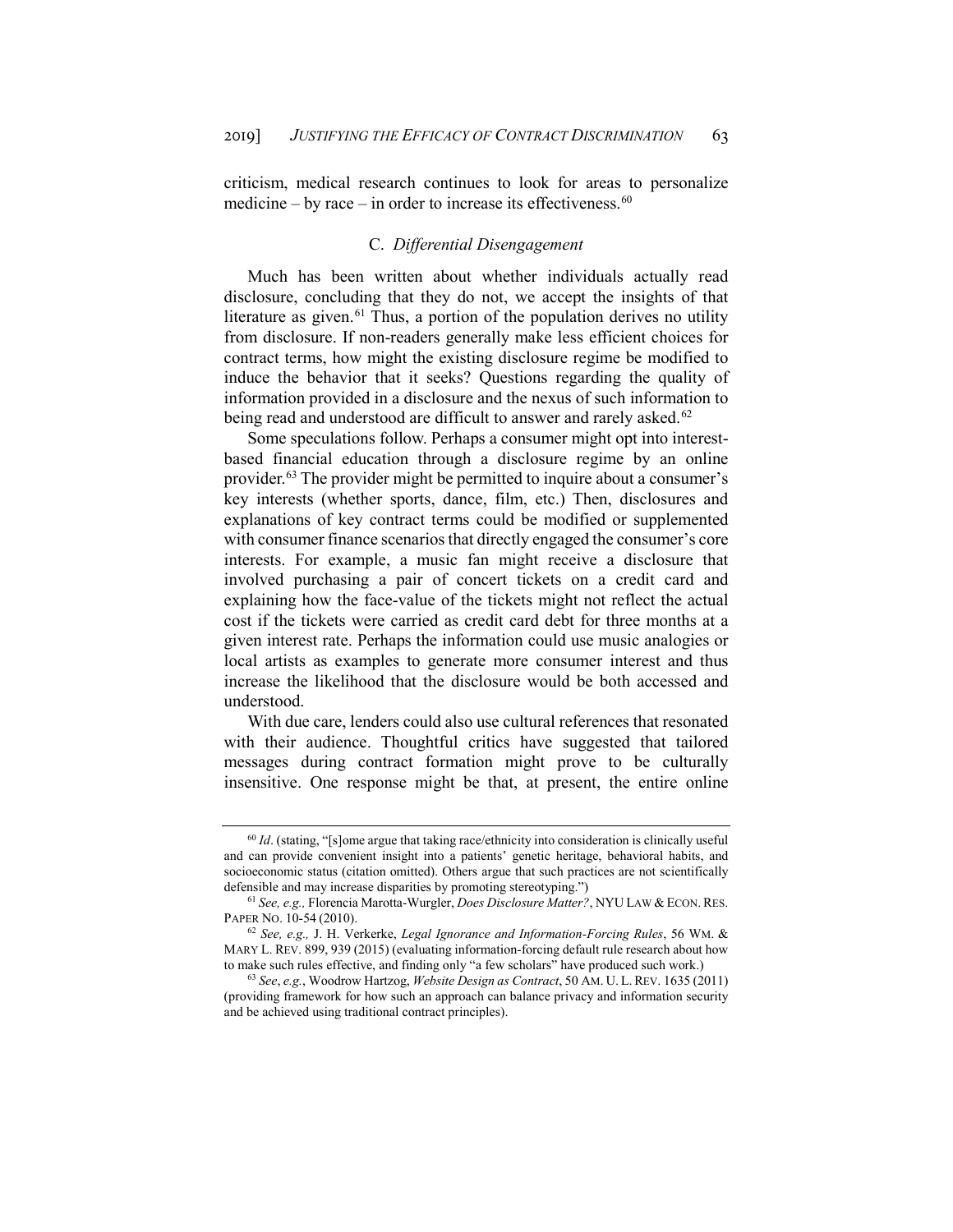criticism, medical research continues to look for areas to personalize medicine – by race – in order to increase its effectiveness.[60]

### C. *Differential Disengagement*

Much has been written about whether individuals actually read disclosure, concluding that they do not, we accept the insights of that literature as given.[61] Thus, a portion of the population derives no utility from disclosure. If non-readers generally make less efficient choices for contract terms, how might the existing disclosure regime be modified to induce the behavior that it seeks? Questions regarding the quality of information provided in a disclosure and the nexus of such information to being read and understood are difficult to answer and rarely asked.[62]

Some speculations follow. Perhaps a consumer might opt into interest-based financial education through a disclosure regime by an online provider.[63] The provider might be permitted to inquire about a consumer's key interests (whether sports, dance, film, etc.) Then, disclosures and explanations of key contract terms could be modified or supplemented with consumer finance scenarios that directly engaged the consumer's core interests. For example, a music fan might receive a disclosure that involved purchasing a pair of concert tickets on a credit card and explaining how the face-value of the tickets might not reflect the actual cost if the tickets were carried as credit card debt for three months at a given interest rate. Perhaps the information could use music analogies or local artists as examples to generate more consumer interest and thus increase the likelihood that the disclosure would be both accessed and understood.

With due care, lenders could also use cultural references that resonated with their audience. Thoughtful critics have suggested that tailored messages during contract formation might prove to be culturally insensitive. One response might be that, at present, the entire online

---

[60] *Id*. (stating, "[s]ome argue that taking race/ethnicity into consideration is clinically useful and can provide convenient insight into a patients' genetic heritage, behavioral habits, and socioeconomic status (citation omitted). Others argue that such practices are not scientifically defensible and may increase disparities by promoting stereotyping.")

[61] *See, e.g.,* Florencia Marotta-Wurgler, *Does Disclosure Matter?*, NYU LAW & ECON. RES. PAPER NO. 10-54 (2010).

[62] *See, e.g.,* J. H. Verkerke, *Legal Ignorance and Information-Forcing Rules*, 56 WM. & MARY L. REV. 899, 939 (2015) (evaluating information-forcing default rule research about how to make such rules effective, and finding only "a few scholars" have produced such work.)

[63] *See*, *e.g.*, Woodrow Hartzog, *Website Design as Contract*, 50 AM. U. L. REV. 1635 (2011) (providing framework for how such an approach can balance privacy and information security and be achieved using traditional contract principles).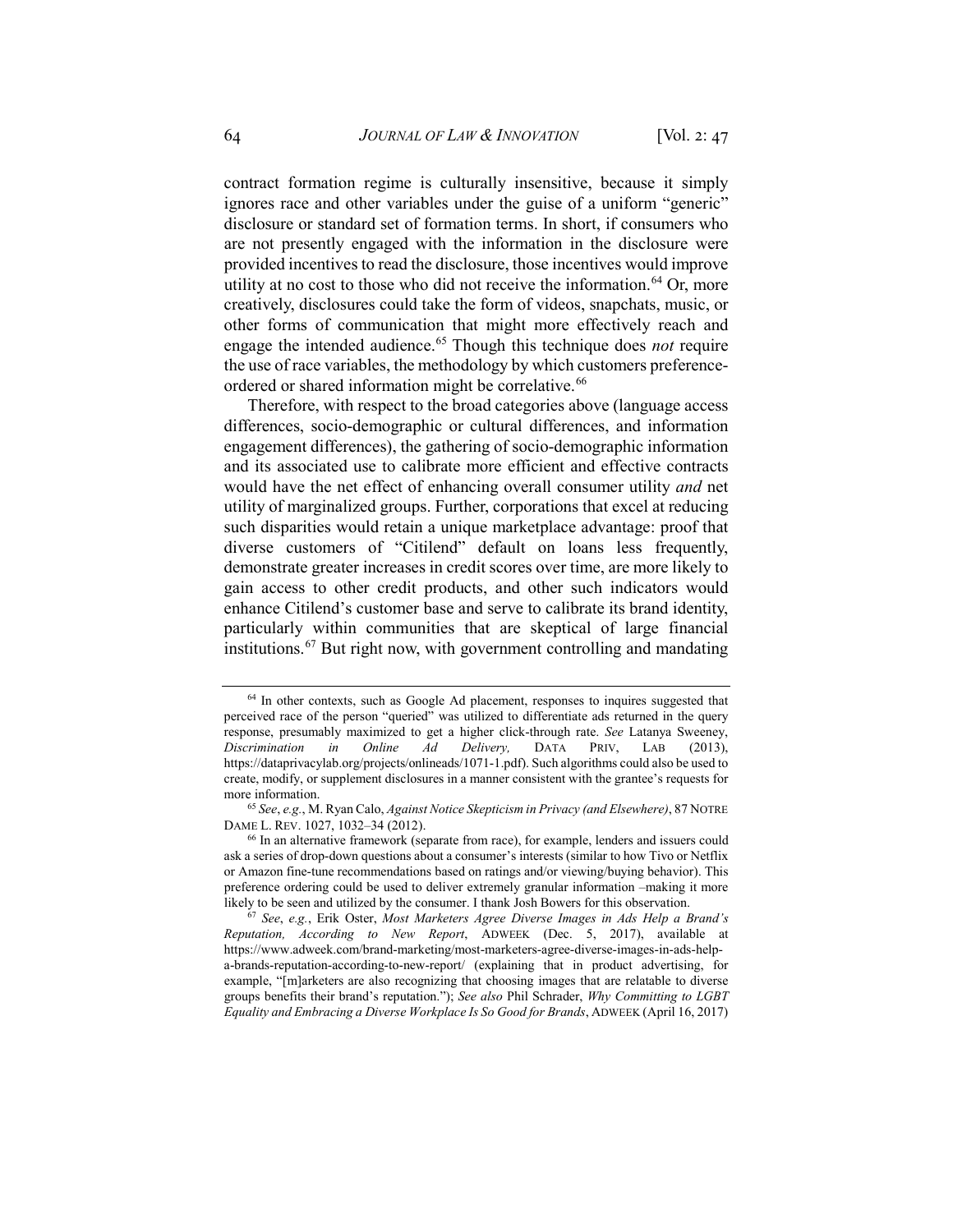contract formation regime is culturally insensitive, because it simply ignores race and other variables under the guise of a uniform "generic" disclosure or standard set of formation terms. In short, if consumers who are not presently engaged with the information in the disclosure were provided incentives to read the disclosure, those incentives would improve utility at no cost to those who did not receive the information.[64] Or, more creatively, disclosures could take the form of videos, snapchats, music, or other forms of communication that might more effectively reach and engage the intended audience.[65] Though this technique does *not* require the use of race variables, the methodology by which customers preference-ordered or shared information might be correlative.[66]

Therefore, with respect to the broad categories above (language access differences, socio-demographic or cultural differences, and information engagement differences), the gathering of socio-demographic information and its associated use to calibrate more efficient and effective contracts would have the net effect of enhancing overall consumer utility *and* net utility of marginalized groups. Further, corporations that excel at reducing such disparities would retain a unique marketplace advantage: proof that diverse customers of "Citilend" default on loans less frequently, demonstrate greater increases in credit scores over time, are more likely to gain access to other credit products, and other such indicators would enhance Citilend's customer base and serve to calibrate its brand identity, particularly within communities that are skeptical of large financial institutions.[67] But right now, with government controlling and mandating

---

[64] In other contexts, such as Google Ad placement, responses to inquires suggested that perceived race of the person "queried" was utilized to differentiate ads returned in the query response, presumably maximized to get a higher click-through rate. *See* Latanya Sweeney, *Discrimination in Online Ad Delivery,* DATA PRIV, LAB (2013), https://dataprivacylab.org/projects/onlineads/1071-1.pdf). Such algorithms could also be used to create, modify, or supplement disclosures in a manner consistent with the grantee's requests for more information.

[65] *See*, *e.g.*, M. Ryan Calo, *Against Notice Skepticism in Privacy (and Elsewhere)*, 87 NOTRE DAME L. REV. 1027, 1032–34 (2012).

[66] In an alternative framework (separate from race), for example, lenders and issuers could ask a series of drop-down questions about a consumer's interests (similar to how Tivo or Netflix or Amazon fine-tune recommendations based on ratings and/or viewing/buying behavior). This preference ordering could be used to deliver extremely granular information –making it more likely to be seen and utilized by the consumer. I thank Josh Bowers for this observation.

[67] *See*, *e.g.*, Erik Oster, *Most Marketers Agree Diverse Images in Ads Help a Brand's Reputation, According to New Report*, ADWEEK (Dec. 5, 2017), available at https://www.adweek.com/brand-marketing/most-marketers-agree-diverse-images-in-ads-help-a-brands-reputation-according-to-new-report/ (explaining that in product advertising, for example, "[m]arketers are also recognizing that choosing images that are relatable to diverse groups benefits their brand's reputation."); *See also* Phil Schrader, *Why Committing to LGBT Equality and Embracing a Diverse Workplace Is So Good for Brands*, ADWEEK (April 16, 2017)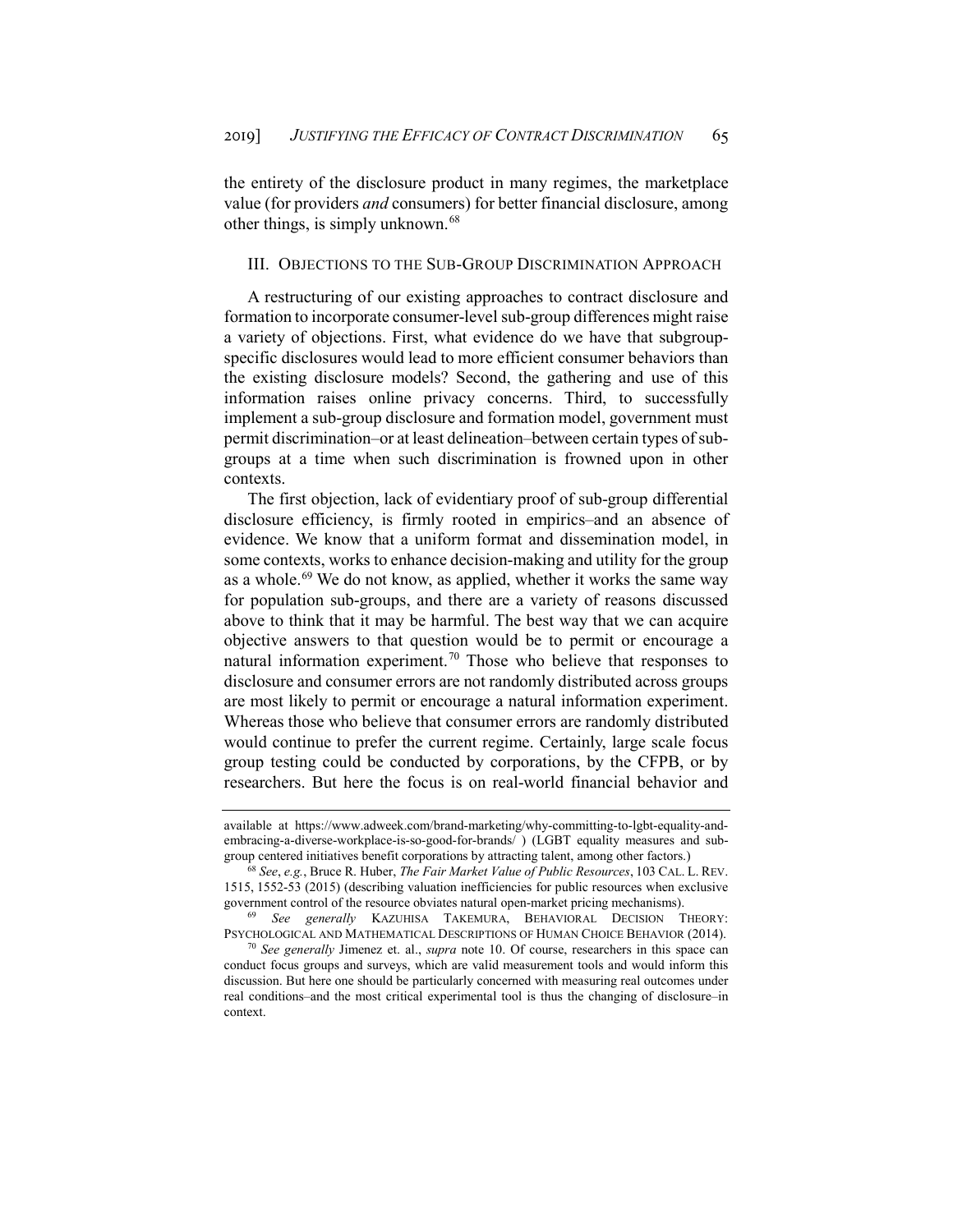the entirety of the disclosure product in many regimes, the marketplace value (for providers *and* consumers) for better financial disclosure, among other things, is simply unknown.[68]

## III. Objections to the Sub-Group Discrimination Approach

A restructuring of our existing approaches to contract disclosure and formation to incorporate consumer-level sub-group differences might raise a variety of objections. First, what evidence do we have that subgroup-specific disclosures would lead to more efficient consumer behaviors than the existing disclosure models? Second, the gathering and use of this information raises online privacy concerns. Third, to successfully implement a sub-group disclosure and formation model, government must permit discrimination–or at least delineation–between certain types of sub-groups at a time when such discrimination is frowned upon in other contexts.

The first objection, lack of evidentiary proof of sub-group differential disclosure efficiency, is firmly rooted in empirics–and an absence of evidence. We know that a uniform format and dissemination model, in some contexts, works to enhance decision-making and utility for the group as a whole.[69] We do not know, as applied, whether it works the same way for population sub-groups, and there are a variety of reasons discussed above to think that it may be harmful. The best way that we can acquire objective answers to that question would be to permit or encourage a natural information experiment.[70] Those who believe that responses to disclosure and consumer errors are not randomly distributed across groups are most likely to permit or encourage a natural information experiment. Whereas those who believe that consumer errors are randomly distributed would continue to prefer the current regime. Certainly, large scale focus group testing could be conducted by corporations, by the CFPB, or by researchers. But here the focus is on real-world financial behavior and

---

available at https://www.adweek.com/brand-marketing/why-committing-to-lgbt-equality-and-embracing-a-diverse-workplace-is-so-good-for-brands/ ) (LGBT equality measures and sub-group centered initiatives benefit corporations by attracting talent, among other factors.)

[68] *See*, *e.g.*, Bruce R. Huber, *The Fair Market Value of Public Resources*, 103 Cal. L. Rev. 1515, 1552-53 (2015) (describing valuation inefficiencies for public resources when exclusive government control of the resource obviates natural open-market pricing mechanisms).

[69] *See generally* Kazuhisa Takemura, Behavioral Decision Theory: Psychological and Mathematical Descriptions of Human Choice Behavior (2014).

[70] *See generally* Jimenez et. al., *supra* note 10. Of course, researchers in this space can conduct focus groups and surveys, which are valid measurement tools and would inform this discussion. But here one should be particularly concerned with measuring real outcomes under real conditions–and the most critical experimental tool is thus the changing of disclosure–in context.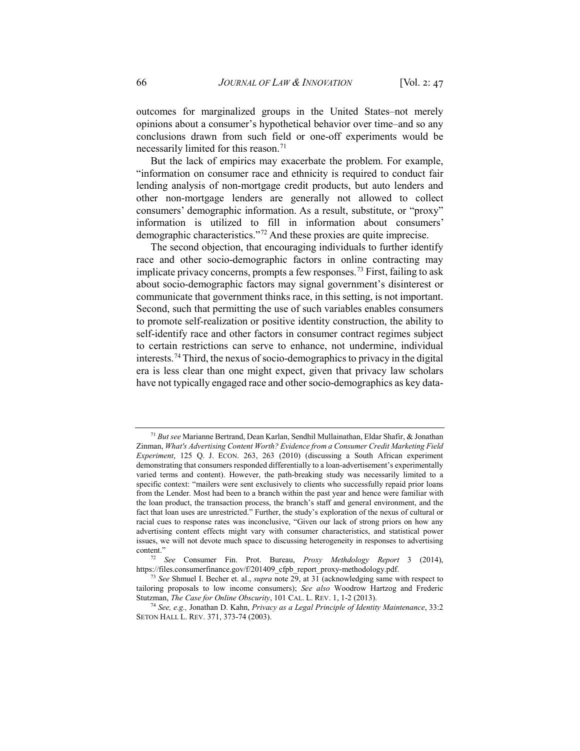outcomes for marginalized groups in the United States–not merely opinions about a consumer's hypothetical behavior over time–and so any conclusions drawn from such field or one-off experiments would be necessarily limited for this reason.[71]

But the lack of empirics may exacerbate the problem. For example, "information on consumer race and ethnicity is required to conduct fair lending analysis of non-mortgage credit products, but auto lenders and other non-mortgage lenders are generally not allowed to collect consumers' demographic information. As a result, substitute, or "proxy" information is utilized to fill in information about consumers' demographic characteristics."[72] And these proxies are quite imprecise.

The second objection, that encouraging individuals to further identify race and other socio-demographic factors in online contracting may implicate privacy concerns, prompts a few responses.[73] First, failing to ask about socio-demographic factors may signal government's disinterest or communicate that government thinks race, in this setting, is not important. Second, such that permitting the use of such variables enables consumers to promote self-realization or positive identity construction, the ability to self-identify race and other factors in consumer contract regimes subject to certain restrictions can serve to enhance, not undermine, individual interests.[74] Third, the nexus of socio-demographics to privacy in the digital era is less clear than one might expect, given that privacy law scholars have not typically engaged race and other socio-demographics as key data-

---

[71] *But see* Marianne Bertrand, Dean Karlan, Sendhil Mullainathan, Eldar Shafir, & Jonathan Zinman, *What's Advertising Content Worth? Evidence from a Consumer Credit Marketing Field Experiment*, 125 Q. J. ECON. 263, 263 (2010) (discussing a South African experiment demonstrating that consumers responded differentially to a loan-advertisement's experimentally varied terms and content). However, the path-breaking study was necessarily limited to a specific context: "mailers were sent exclusively to clients who successfully repaid prior loans from the Lender. Most had been to a branch within the past year and hence were familiar with the loan product, the transaction process, the branch's staff and general environment, and the fact that loan uses are unrestricted." Further, the study's exploration of the nexus of cultural or racial cues to response rates was inconclusive, "Given our lack of strong priors on how any advertising content effects might vary with consumer characteristics, and statistical power issues, we will not devote much space to discussing heterogeneity in responses to advertising content."

[72] *See* Consumer Fin. Prot. Bureau, *Proxy Methdology Report* 3 (2014), https://files.consumerfinance.gov/f/201409_cfpb_report_proxy-methodology.pdf.

[73] *See* Shmuel I. Becher et. al., *supra* note 29, at 31 (acknowledging same with respect to tailoring proposals to low income consumers); *See also* Woodrow Hartzog and Frederic Stutzman, *The Case for Online Obscurity*, 101 CAL. L. REV. 1, 1-2 (2013).

[74] *See, e.g.,* Jonathan D. Kahn, *Privacy as a Legal Principle of Identity Maintenance*, 33:2 SETON HALL L. REV. 371, 373-74 (2003).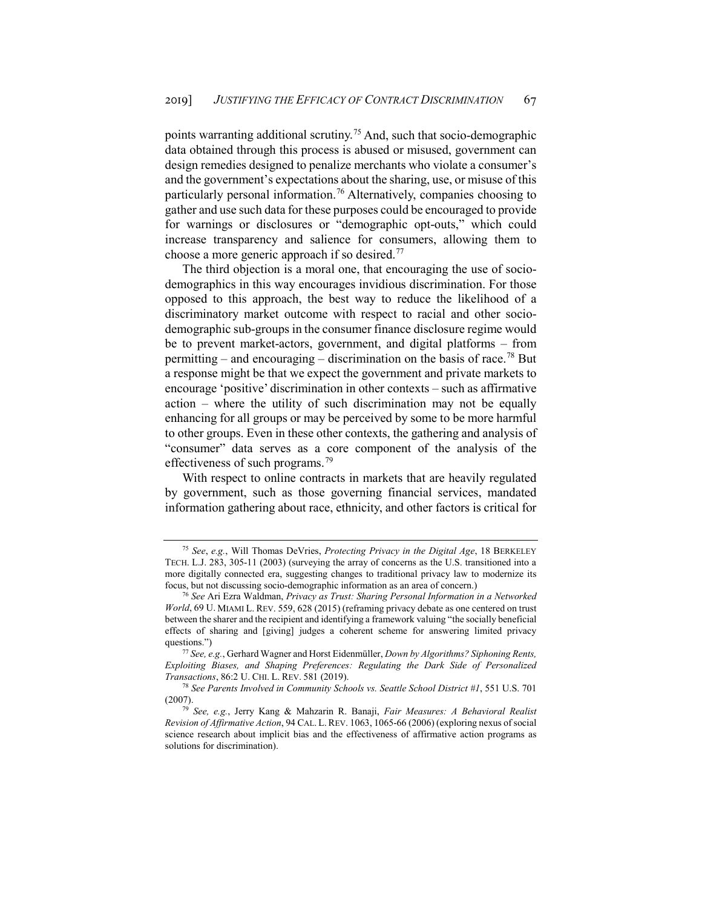points warranting additional scrutiny.[75] And, such that socio-demographic data obtained through this process is abused or misused, government can design remedies designed to penalize merchants who violate a consumer's and the government's expectations about the sharing, use, or misuse of this particularly personal information.[76] Alternatively, companies choosing to gather and use such data for these purposes could be encouraged to provide for warnings or disclosures or "demographic opt-outs," which could increase transparency and salience for consumers, allowing them to choose a more generic approach if so desired.[77]

The third objection is a moral one, that encouraging the use of socio-demographics in this way encourages invidious discrimination. For those opposed to this approach, the best way to reduce the likelihood of a discriminatory market outcome with respect to racial and other socio-demographic sub-groups in the consumer finance disclosure regime would be to prevent market-actors, government, and digital platforms – from permitting – and encouraging – discrimination on the basis of race.[78] But a response might be that we expect the government and private markets to encourage 'positive' discrimination in other contexts – such as affirmative action – where the utility of such discrimination may not be equally enhancing for all groups or may be perceived by some to be more harmful to other groups. Even in these other contexts, the gathering and analysis of "consumer" data serves as a core component of the analysis of the effectiveness of such programs.[79]

With respect to online contracts in markets that are heavily regulated by government, such as those governing financial services, mandated information gathering about race, ethnicity, and other factors is critical for

---

[75] *See*, *e.g.*, Will Thomas DeVries, *Protecting Privacy in the Digital Age*, 18 BERKELEY TECH. L.J. 283, 305-11 (2003) (surveying the array of concerns as the U.S. transitioned into a more digitally connected era, suggesting changes to traditional privacy law to modernize its focus, but not discussing socio-demographic information as an area of concern.)

[76] *See* Ari Ezra Waldman, *Privacy as Trust: Sharing Personal Information in a Networked World*, 69 U. MIAMI L. REV. 559, 628 (2015) (reframing privacy debate as one centered on trust between the sharer and the recipient and identifying a framework valuing "the socially beneficial effects of sharing and [giving] judges a coherent scheme for answering limited privacy questions.")

[77] *See, e.g.*, Gerhard Wagner and Horst Eidenmüller, *Down by Algorithms? Siphoning Rents, Exploiting Biases, and Shaping Preferences: Regulating the Dark Side of Personalized Transactions*, 86:2 U. CHI. L. REV. 581 (2019).

[78] *See Parents Involved in Community Schools vs. Seattle School District #1*, 551 U.S. 701 (2007).

[79] *See, e.g.*, Jerry Kang & Mahzarin R. Banaji, *Fair Measures: A Behavioral Realist Revision of Affirmative Action*, 94 CAL. L. REV. 1063, 1065-66 (2006) (exploring nexus of social science research about implicit bias and the effectiveness of affirmative action programs as solutions for discrimination).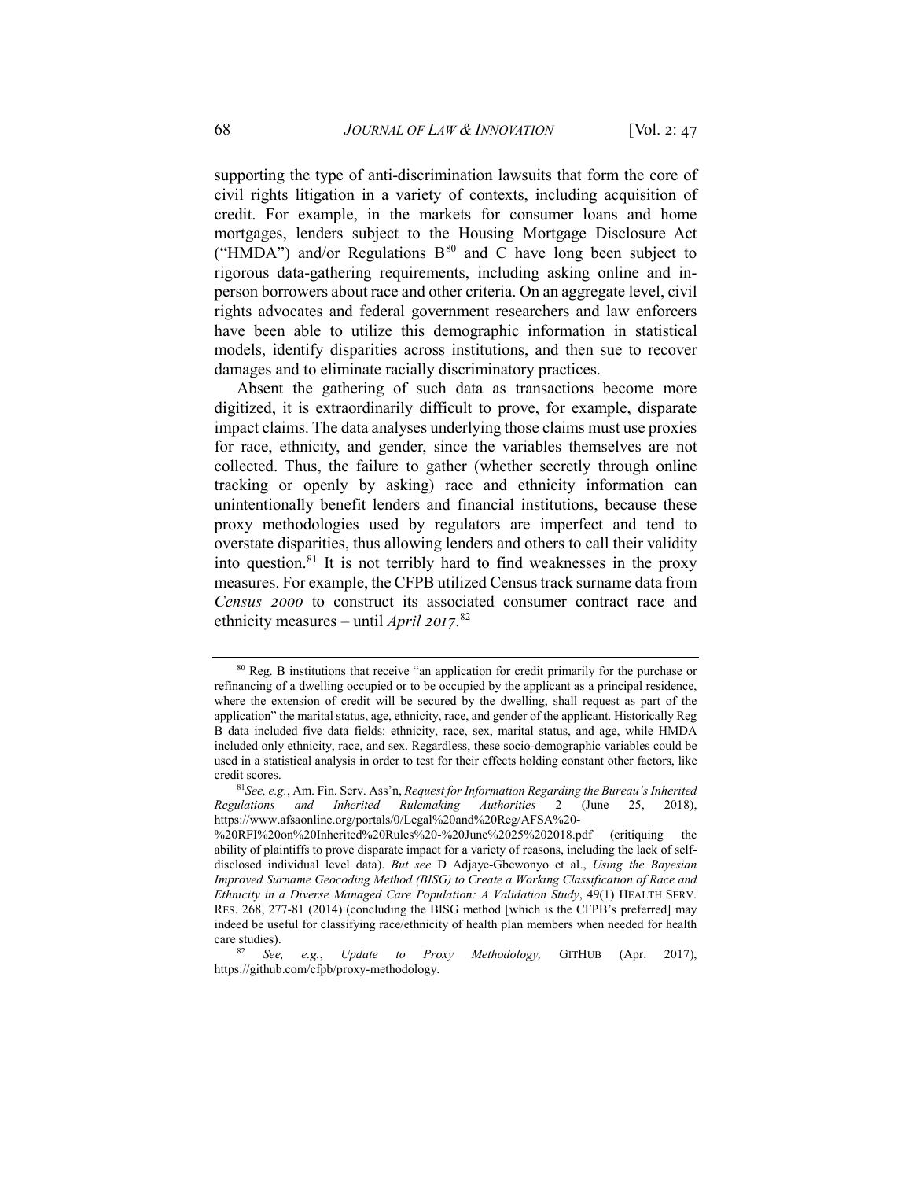supporting the type of anti-discrimination lawsuits that form the core of civil rights litigation in a variety of contexts, including acquisition of credit. For example, in the markets for consumer loans and home mortgages, lenders subject to the Housing Mortgage Disclosure Act ("HMDA") and/or Regulations B[80] and C have long been subject to rigorous data-gathering requirements, including asking online and in-person borrowers about race and other criteria. On an aggregate level, civil rights advocates and federal government researchers and law enforcers have been able to utilize this demographic information in statistical models, identify disparities across institutions, and then sue to recover damages and to eliminate racially discriminatory practices.

Absent the gathering of such data as transactions become more digitized, it is extraordinarily difficult to prove, for example, disparate impact claims. The data analyses underlying those claims must use proxies for race, ethnicity, and gender, since the variables themselves are not collected. Thus, the failure to gather (whether secretly through online tracking or openly by asking) race and ethnicity information can unintentionally benefit lenders and financial institutions, because these proxy methodologies used by regulators are imperfect and tend to overstate disparities, thus allowing lenders and others to call their validity into question.[81] It is not terribly hard to find weaknesses in the proxy measures. For example, the CFPB utilized Census track surname data from *Census 2000* to construct its associated consumer contract race and ethnicity measures – until *April 2017*.[82]

---

[80] Reg. B institutions that receive "an application for credit primarily for the purchase or refinancing of a dwelling occupied or to be occupied by the applicant as a principal residence, where the extension of credit will be secured by the dwelling, shall request as part of the application" the marital status, age, ethnicity, race, and gender of the applicant. Historically Reg B data included five data fields: ethnicity, race, sex, marital status, and age, while HMDA included only ethnicity, race, and sex. Regardless, these socio-demographic variables could be used in a statistical analysis in order to test for their effects holding constant other factors, like credit scores.

[81] *See, e.g.*, Am. Fin. Serv. Ass'n, *Request for Information Regarding the Bureau's Inherited Regulations and Inherited Rulemaking Authorities* 2 (June 25, 2018), https://www.afsaonline.org/portals/0/Legal%20and%20Reg/AFSA%20-%20RFI%20on%20Inherited%20Rules%20-%20June%2025%202018.pdf (critiquing the ability of plaintiffs to prove disparate impact for a variety of reasons, including the lack of self-disclosed individual level data). *But see* D Adjaye-Gbewonyo et al., *Using the Bayesian Improved Surname Geocoding Method (BISG) to Create a Working Classification of Race and Ethnicity in a Diverse Managed Care Population: A Validation Study*, 49(1) HEALTH SERV. RES. 268, 277-81 (2014) (concluding the BISG method [which is the CFPB's preferred] may indeed be useful for classifying race/ethnicity of health plan members when needed for health care studies).

[82] *See, e.g.*, *Update to Proxy Methodology,* GITHUB (Apr. 2017), https://github.com/cfpb/proxy-methodology.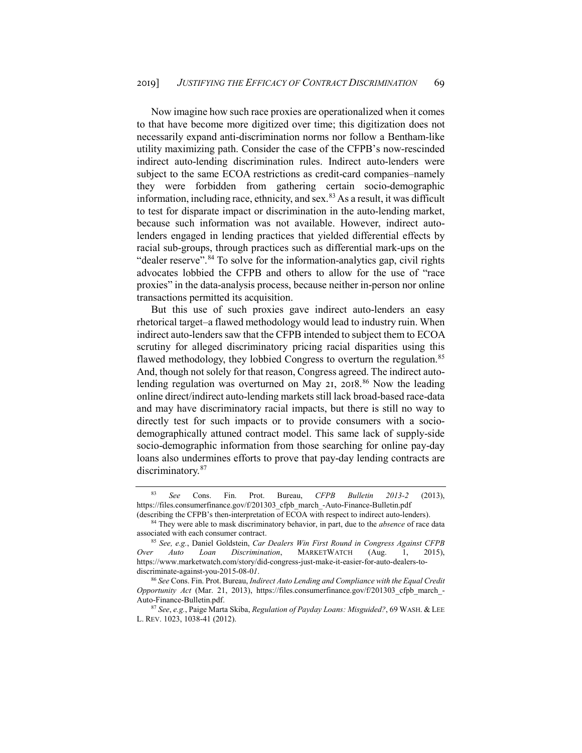Now imagine how such race proxies are operationalized when it comes to that have become more digitized over time; this digitization does not necessarily expand anti-discrimination norms nor follow a Bentham-like utility maximizing path. Consider the case of the CFPB's now-rescinded indirect auto-lending discrimination rules. Indirect auto-lenders were subject to the same ECOA restrictions as credit-card companies–namely they were forbidden from gathering certain socio-demographic information, including race, ethnicity, and sex.[83] As a result, it was difficult to test for disparate impact or discrimination in the auto-lending market, because such information was not available. However, indirect auto-lenders engaged in lending practices that yielded differential effects by racial sub-groups, through practices such as differential mark-ups on the "dealer reserve".[84] To solve for the information-analytics gap, civil rights advocates lobbied the CFPB and others to allow for the use of "race proxies" in the data-analysis process, because neither in-person nor online transactions permitted its acquisition.

But this use of such proxies gave indirect auto-lenders an easy rhetorical target–a flawed methodology would lead to industry ruin. When indirect auto-lenders saw that the CFPB intended to subject them to ECOA scrutiny for alleged discriminatory pricing racial disparities using this flawed methodology, they lobbied Congress to overturn the regulation.[85] And, though not solely for that reason, Congress agreed. The indirect auto-lending regulation was overturned on May 21, 2018.[86] Now the leading online direct/indirect auto-lending markets still lack broad-based race-data and may have discriminatory racial impacts, but there is still no way to directly test for such impacts or to provide consumers with a socio-demographically attuned contract model. This same lack of supply-side socio-demographic information from those searching for online pay-day loans also undermines efforts to prove that pay-day lending contracts are discriminatory.[87]

---

[83] *See* Cons. Fin. Prot. Bureau, *CFPB Bulletin 2013-2* (2013), https://files.consumerfinance.gov/f/201303_cfpb_march_-Auto-Finance-Bulletin.pdf (describing the CFPB's then-interpretation of ECOA with respect to indirect auto-lenders).

[84] They were able to mask discriminatory behavior, in part, due to the *absence* of race data associated with each consumer contract.

[85] *See, e.g.*, Daniel Goldstein, *Car Dealers Win First Round in Congress Against CFPB Over Auto Loan Discrimination*, MARKETWATCH (Aug. 1, 2015), https://www.marketwatch.com/story/did-congress-just-make-it-easier-for-auto-dealers-to-discriminate-against-you-2015-08-01.

[86] *See* Cons. Fin. Prot. Bureau, *Indirect Auto Lending and Compliance with the Equal Credit Opportunity Act* (Mar. 21, 2013), https://files.consumerfinance.gov/f/201303_cfpb_march_-Auto-Finance-Bulletin.pdf.

[87] *See*, *e.g.*, Paige Marta Skiba, *Regulation of Payday Loans: Misguided?*, 69 WASH. & LEE L. REV. 1023, 1038-41 (2012).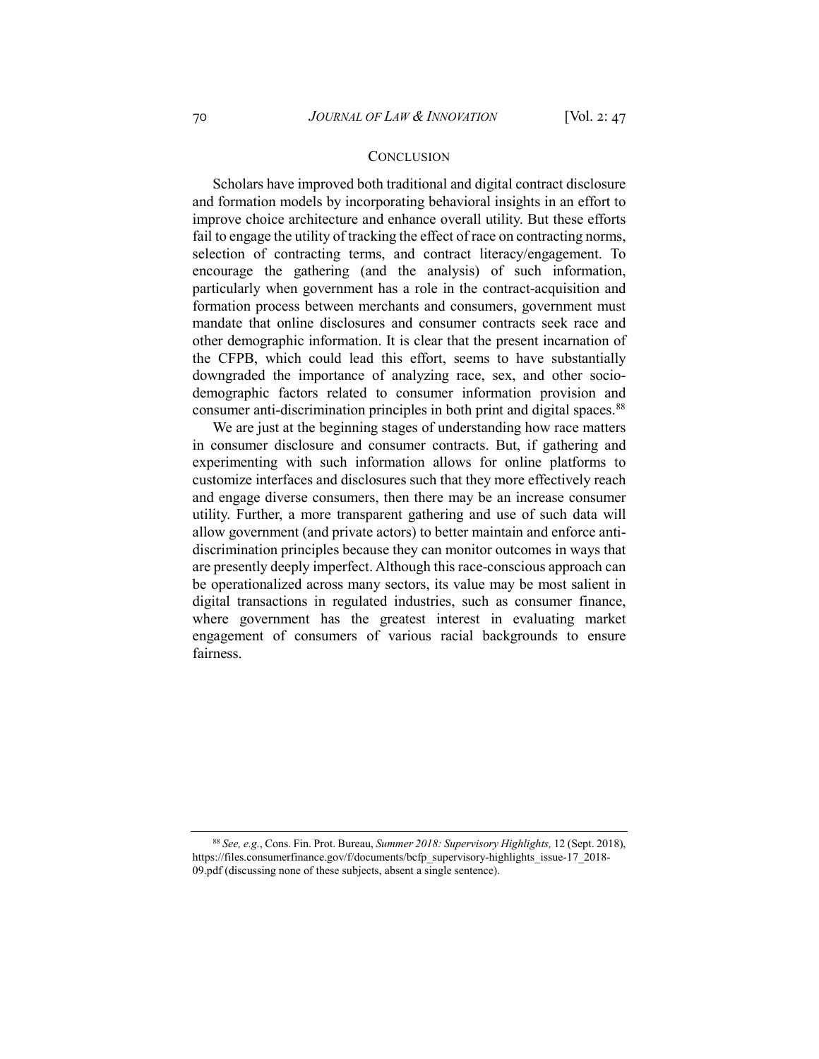## CONCLUSION

Scholars have improved both traditional and digital contract disclosure and formation models by incorporating behavioral insights in an effort to improve choice architecture and enhance overall utility. But these efforts fail to engage the utility of tracking the effect of race on contracting norms, selection of contracting terms, and contract literacy/engagement. To encourage the gathering (and the analysis) of such information, particularly when government has a role in the contract-acquisition and formation process between merchants and consumers, government must mandate that online disclosures and consumer contracts seek race and other demographic information. It is clear that the present incarnation of the CFPB, which could lead this effort, seems to have substantially downgraded the importance of analyzing race, sex, and other socio-demographic factors related to consumer information provision and consumer anti-discrimination principles in both print and digital spaces.[88]

We are just at the beginning stages of understanding how race matters in consumer disclosure and consumer contracts. But, if gathering and experimenting with such information allows for online platforms to customize interfaces and disclosures such that they more effectively reach and engage diverse consumers, then there may be an increase consumer utility. Further, a more transparent gathering and use of such data will allow government (and private actors) to better maintain and enforce anti-discrimination principles because they can monitor outcomes in ways that are presently deeply imperfect. Although this race-conscious approach can be operationalized across many sectors, its value may be most salient in digital transactions in regulated industries, such as consumer finance, where government has the greatest interest in evaluating market engagement of consumers of various racial backgrounds to ensure fairness.

---

[88] *See, e.g.*, Cons. Fin. Prot. Bureau, *Summer 2018: Supervisory Highlights,* 12 (Sept. 2018), https://files.consumerfinance.gov/f/documents/bcfp_supervisory-highlights_issue-17_2018-09.pdf (discussing none of these subjects, absent a single sentence).